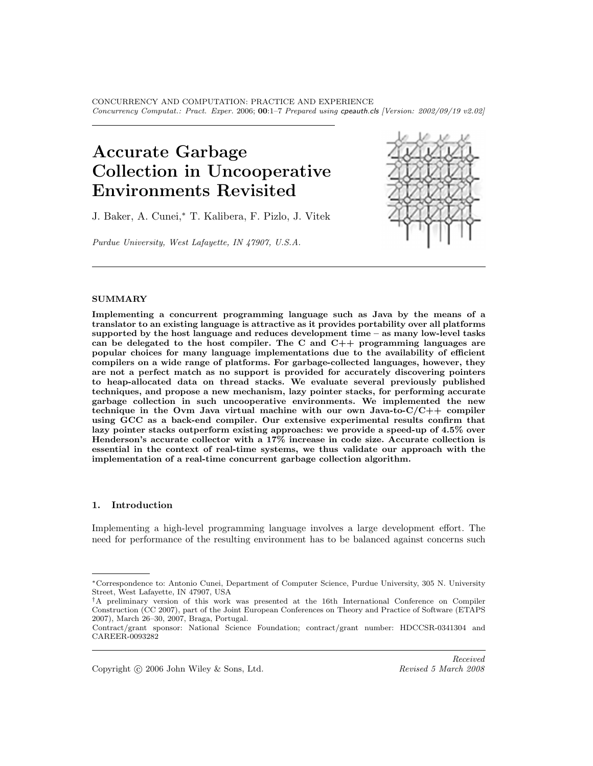# Accurate Garbage Collection in Uncooperative Environments Revisited

J. Baker, A. Cunei,* T. Kalibera, F. Pizlo, J. Vitek

*Purdue University, West Lafayette, IN 47907, U.S.A.*

**SUMMARY**

**Implementing a concurrent programming language such as Java by the means of a translator to an existing language is attractive as it provides portability over all platforms supported by the host language and reduces development time – as many low-level tasks can be delegated to the host compiler. The C and C++ programming languages are popular choices for many language implementations due to the availability of efficient compilers on a wide range of platforms. For garbage-collected languages, however, they are not a perfect match as no support is provided for accurately discovering pointers to heap-allocated data on thread stacks. We evaluate several previously published techniques, and propose a new mechanism, lazy pointer stacks, for performing accurate garbage collection in such uncooperative environments. We implemented the new technique in the Ovm Java virtual machine with our own Java-to-C/C++ compiler using GCC as a back-end compiler. Our extensive experimental results confirm that lazy pointer stacks outperform existing approaches: we provide a speed-up of 4.5% over Henderson's accurate collector with a 17% increase in code size. Accurate collection is essential in the context of real-time systems, we thus validate our approach with the implementation of a real-time concurrent garbage collection algorithm.**

## 1. Introduction

Implementing a high-level programming language involves a large development effort. The need for performance of the resulting environment has to be balanced against concerns such

---

*Correspondence to: Antonio Cunei, Department of Computer Science, Purdue University, 305 N. University Street, West Lafayette, IN 47907, USA

†A preliminary version of this work was presented at the 16th International Conference on Compiler Construction (CC 2007), part of the Joint European Conferences on Theory and Practice of Software (ETAPS 2007), March 26–30, 2007, Braga, Portugal.

Contract/grant sponsor: National Science Foundation; contract/grant number: HDCCSR-0341304 and CAREER-0093282

Copyright © 2006 John Wiley & Sons, Ltd.

*Received*
*Revised 5 March 2008*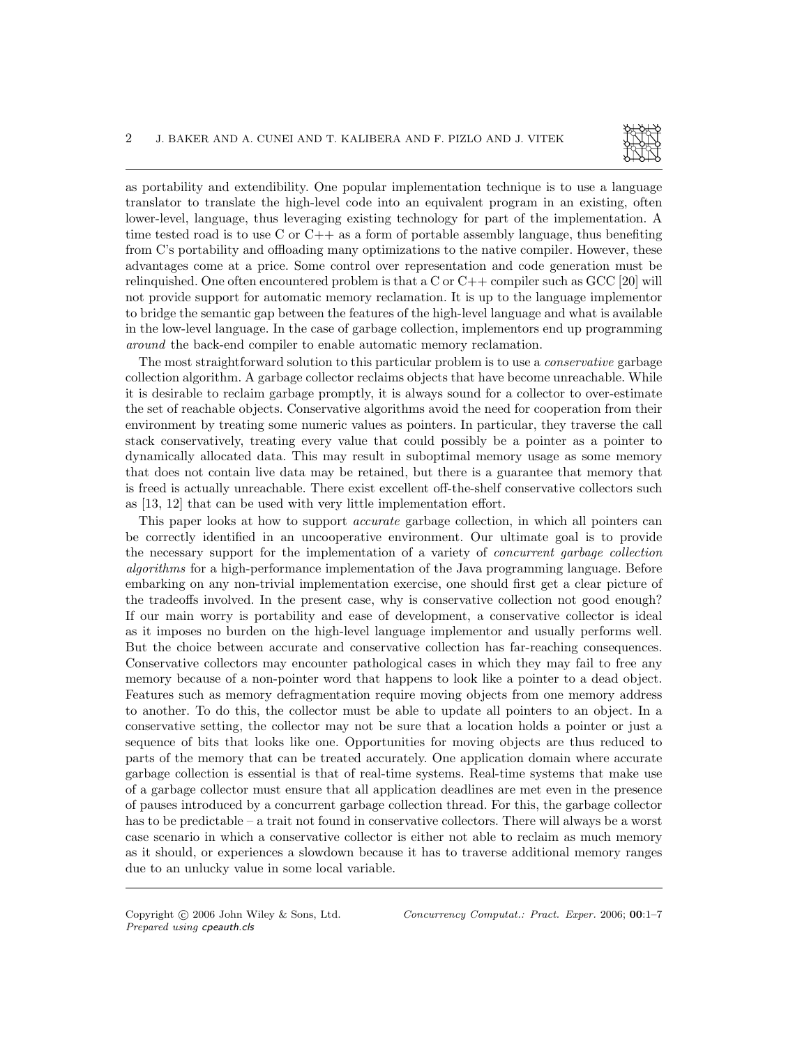as portability and extendibility. One popular implementation technique is to use a language translator to translate the high-level code into an equivalent program in an existing, often lower-level, language, thus leveraging existing technology for part of the implementation. A time tested road is to use C or C++ as a form of portable assembly language, thus benefiting from C's portability and offloading many optimizations to the native compiler. However, these advantages come at a price. Some control over representation and code generation must be relinquished. One often encountered problem is that a C or C++ compiler such as GCC [20] will not provide support for automatic memory reclamation. It is up to the language implementor to bridge the semantic gap between the features of the high-level language and what is available in the low-level language. In the case of garbage collection, implementors end up programming *around* the back-end compiler to enable automatic memory reclamation.

The most straightforward solution to this particular problem is to use a *conservative* garbage collection algorithm. A garbage collector reclaims objects that have become unreachable. While it is desirable to reclaim garbage promptly, it is always sound for a collector to over-estimate the set of reachable objects. Conservative algorithms avoid the need for cooperation from their environment by treating some numeric values as pointers. In particular, they traverse the call stack conservatively, treating every value that could possibly be a pointer as a pointer to dynamically allocated data. This may result in suboptimal memory usage as some memory that does not contain live data may be retained, but there is a guarantee that memory that is freed is actually unreachable. There exist excellent off-the-shelf conservative collectors such as [13, 12] that can be used with very little implementation effort.

This paper looks at how to support *accurate* garbage collection, in which all pointers can be correctly identified in an uncooperative environment. Our ultimate goal is to provide the necessary support for the implementation of a variety of *concurrent garbage collection algorithms* for a high-performance implementation of the Java programming language. Before embarking on any non-trivial implementation exercise, one should first get a clear picture of the tradeoffs involved. In the present case, why is conservative collection not good enough? If our main worry is portability and ease of development, a conservative collector is ideal as it imposes no burden on the high-level language implementor and usually performs well. But the choice between accurate and conservative collection has far-reaching consequences. Conservative collectors may encounter pathological cases in which they may fail to free any memory because of a non-pointer word that happens to look like a pointer to a dead object. Features such as memory defragmentation require moving objects from one memory address to another. To do this, the collector must be able to update all pointers to an object. In a conservative setting, the collector may not be sure that a location holds a pointer or just a sequence of bits that looks like one. Opportunities for moving objects are thus reduced to parts of the memory that can be treated accurately. One application domain where accurate garbage collection is essential is that of real-time systems. Real-time systems that make use of a garbage collector must ensure that all application deadlines are met even in the presence of pauses introduced by a concurrent garbage collection thread. For this, the garbage collector has to be predictable – a trait not found in conservative collectors. There will always be a worst case scenario in which a conservative collector is either not able to reclaim as much memory as it should, or experiences a slowdown because it has to traverse additional memory ranges due to an unlucky value in some local variable.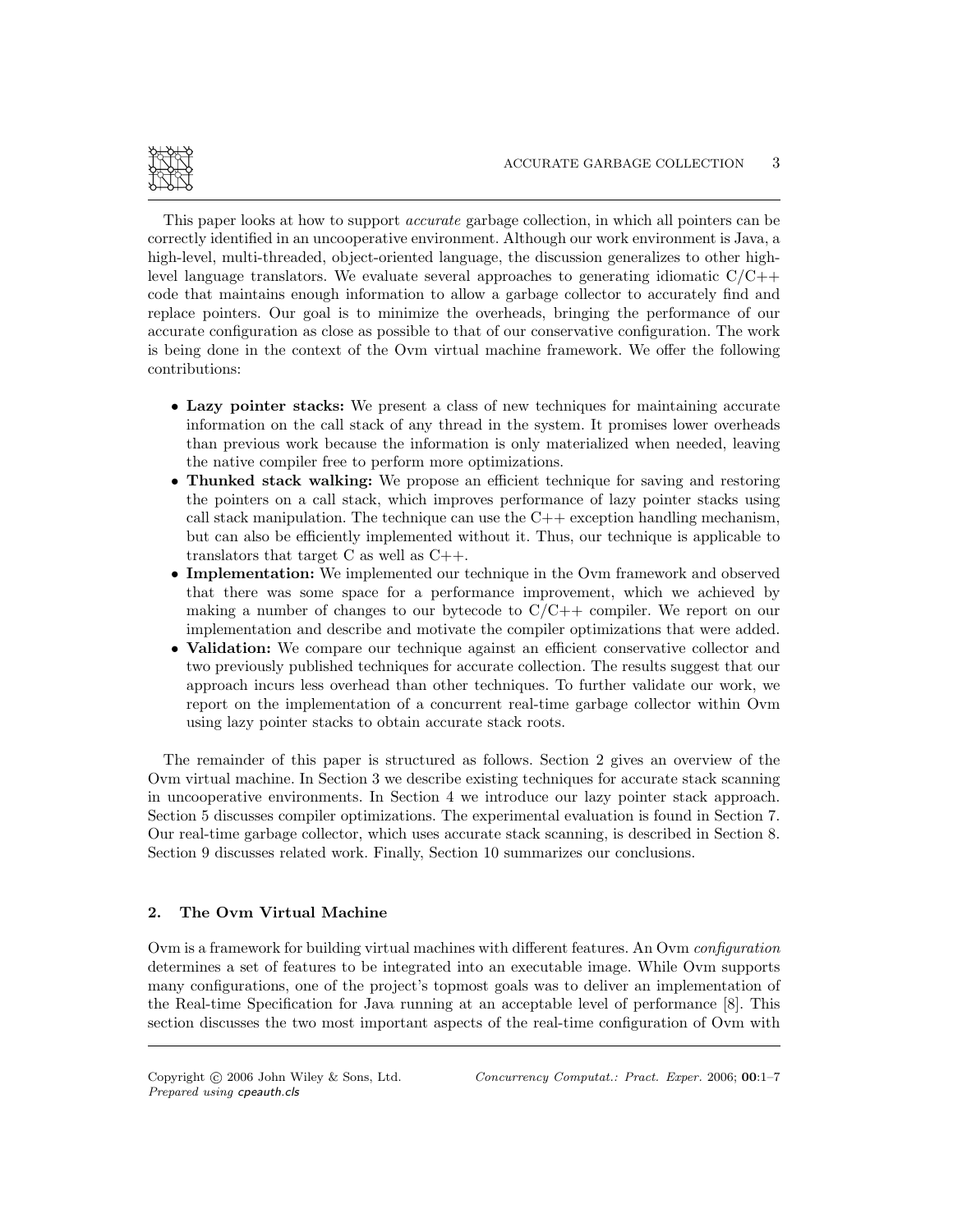This paper looks at how to support *accurate* garbage collection, in which all pointers can be correctly identified in an uncooperative environment. Although our work environment is Java, a high-level, multi-threaded, object-oriented language, the discussion generalizes to other high-level language translators. We evaluate several approaches to generating idiomatic C/C++ code that maintains enough information to allow a garbage collector to accurately find and replace pointers. Our goal is to minimize the overheads, bringing the performance of our accurate configuration as close as possible to that of our conservative configuration. The work is being done in the context of the Ovm virtual machine framework. We offer the following contributions:

- **Lazy pointer stacks:** We present a class of new techniques for maintaining accurate information on the call stack of any thread in the system. It promises lower overheads than previous work because the information is only materialized when needed, leaving the native compiler free to perform more optimizations.
- **Thunked stack walking:** We propose an efficient technique for saving and restoring the pointers on a call stack, which improves performance of lazy pointer stacks using call stack manipulation. The technique can use the C++ exception handling mechanism, but can also be efficiently implemented without it. Thus, our technique is applicable to translators that target C as well as C++.
- **Implementation:** We implemented our technique in the Ovm framework and observed that there was some space for a performance improvement, which we achieved by making a number of changes to our bytecode to C/C++ compiler. We report on our implementation and describe and motivate the compiler optimizations that were added.
- **Validation:** We compare our technique against an efficient conservative collector and two previously published techniques for accurate collection. The results suggest that our approach incurs less overhead than other techniques. To further validate our work, we report on the implementation of a concurrent real-time garbage collector within Ovm using lazy pointer stacks to obtain accurate stack roots.

The remainder of this paper is structured as follows. Section 2 gives an overview of the Ovm virtual machine. In Section 3 we describe existing techniques for accurate stack scanning in uncooperative environments. In Section 4 we introduce our lazy pointer stack approach. Section 5 discusses compiler optimizations. The experimental evaluation is found in Section 7. Our real-time garbage collector, which uses accurate stack scanning, is described in Section 8. Section 9 discusses related work. Finally, Section 10 summarizes our conclusions.

## 2. The Ovm Virtual Machine

Ovm is a framework for building virtual machines with different features. An Ovm *configuration* determines a set of features to be integrated into an executable image. While Ovm supports many configurations, one of the project's topmost goals was to deliver an implementation of the Real-time Specification for Java running at an acceptable level of performance [8]. This section discusses the two most important aspects of the real-time configuration of Ovm with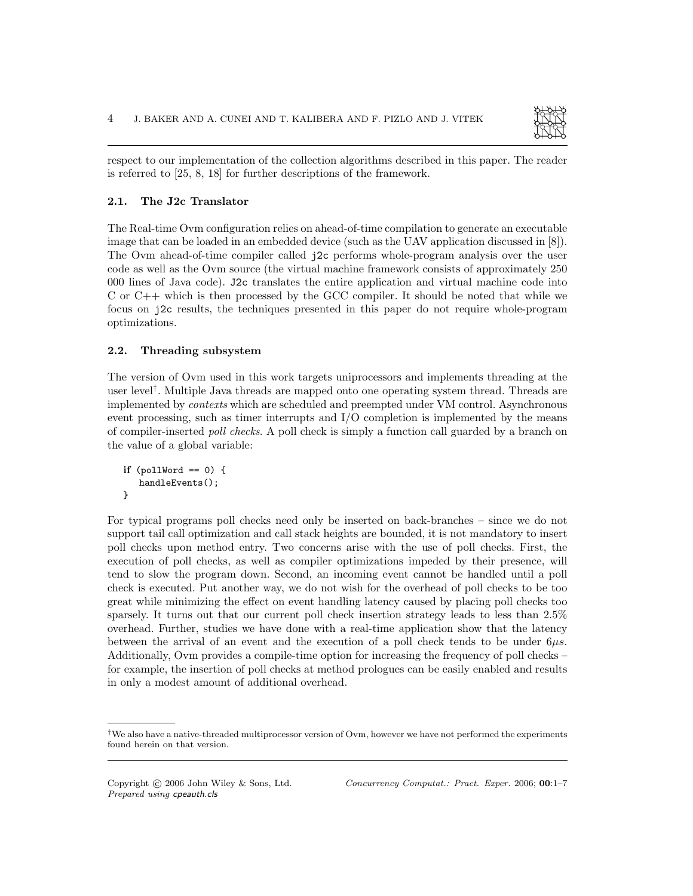respect to our implementation of the collection algorithms described in this paper. The reader is referred to [25, 8, 18] for further descriptions of the framework.

### 2.1. The J2c Translator

The Real-time Ovm configuration relies on ahead-of-time compilation to generate an executable image that can be loaded in an embedded device (such as the UAV application discussed in [8]). The Ovm ahead-of-time compiler called `j2c` performs whole-program analysis over the user code as well as the Ovm source (the virtual machine framework consists of approximately 250 000 lines of Java code). `J2c` translates the entire application and virtual machine code into C or C++ which is then processed by the GCC compiler. It should be noted that while we focus on `j2c` results, the techniques presented in this paper do not require whole-program optimizations.

### 2.2. Threading subsystem

The version of Ovm used in this work targets uniprocessors and implements threading at the user level[†]. Multiple Java threads are mapped onto one operating system thread. Threads are implemented by *contexts* which are scheduled and preempted under VM control. Asynchronous event processing, such as timer interrupts and I/O completion is implemented by the means of compiler-inserted *poll checks*. A poll check is simply a function call guarded by a branch on the value of a global variable:

```
if (pollWord == 0) {
   handleEvents();
}
```

For typical programs poll checks need only be inserted on back-branches – since we do not support tail call optimization and call stack heights are bounded, it is not mandatory to insert poll checks upon method entry. Two concerns arise with the use of poll checks. First, the execution of poll checks, as well as compiler optimizations impeded by their presence, will tend to slow the program down. Second, an incoming event cannot be handled until a poll check is executed. Put another way, we do not wish for the overhead of poll checks to be too great while minimizing the effect on event handling latency caused by placing poll checks too sparsely. It turns out that our current poll check insertion strategy leads to less than 2.5% overhead. Further, studies we have done with a real-time application show that the latency between the arrival of an event and the execution of a poll check tends to be under $6\mu s$. Additionally, Ovm provides a compile-time option for increasing the frequency of poll checks – for example, the insertion of poll checks at method prologues can be easily enabled and results in only a modest amount of additional overhead.

[†]We also have a native-threaded multiprocessor version of Ovm, however we have not performed the experiments found herein on that version.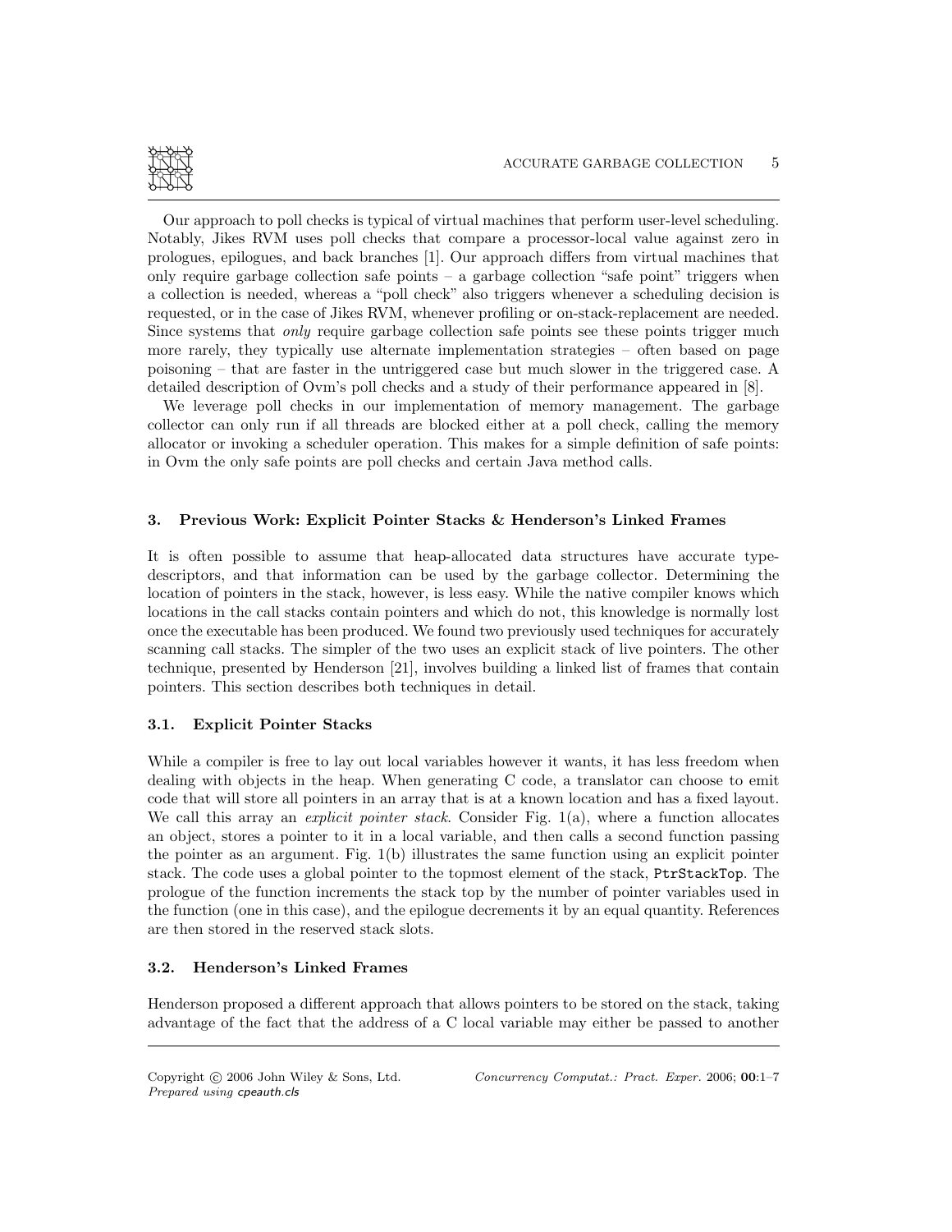Our approach to poll checks is typical of virtual machines that perform user-level scheduling. Notably, Jikes RVM uses poll checks that compare a processor-local value against zero in prologues, epilogues, and back branches [1]. Our approach differs from virtual machines that only require garbage collection safe points – a garbage collection "safe point" triggers when a collection is needed, whereas a "poll check" also triggers whenever a scheduling decision is requested, or in the case of Jikes RVM, whenever profiling or on-stack-replacement are needed. Since systems that *only* require garbage collection safe points see these points trigger much more rarely, they typically use alternate implementation strategies – often based on page poisoning – that are faster in the untriggered case but much slower in the triggered case. A detailed description of Ovm's poll checks and a study of their performance appeared in [8].

We leverage poll checks in our implementation of memory management. The garbage collector can only run if all threads are blocked either at a poll check, calling the memory allocator or invoking a scheduler operation. This makes for a simple definition of safe points: in Ovm the only safe points are poll checks and certain Java method calls.

## 3. Previous Work: Explicit Pointer Stacks & Henderson's Linked Frames

It is often possible to assume that heap-allocated data structures have accurate type-descriptors, and that information can be used by the garbage collector. Determining the location of pointers in the stack, however, is less easy. While the native compiler knows which locations in the call stacks contain pointers and which do not, this knowledge is normally lost once the executable has been produced. We found two previously used techniques for accurately scanning call stacks. The simpler of the two uses an explicit stack of live pointers. The other technique, presented by Henderson [21], involves building a linked list of frames that contain pointers. This section describes both techniques in detail.

### 3.1. Explicit Pointer Stacks

While a compiler is free to lay out local variables however it wants, it has less freedom when dealing with objects in the heap. When generating C code, a translator can choose to emit code that will store all pointers in an array that is at a known location and has a fixed layout. We call this array an *explicit pointer stack*. Consider Fig. 1(a), where a function allocates an object, stores a pointer to it in a local variable, and then calls a second function passing the pointer as an argument. Fig. 1(b) illustrates the same function using an explicit pointer stack. The code uses a global pointer to the topmost element of the stack, `PtrStackTop`. The prologue of the function increments the stack top by the number of pointer variables used in the function (one in this case), and the epilogue decrements it by an equal quantity. References are then stored in the reserved stack slots.

### 3.2. Henderson's Linked Frames

Henderson proposed a different approach that allows pointers to be stored on the stack, taking advantage of the fact that the address of a C local variable may either be passed to another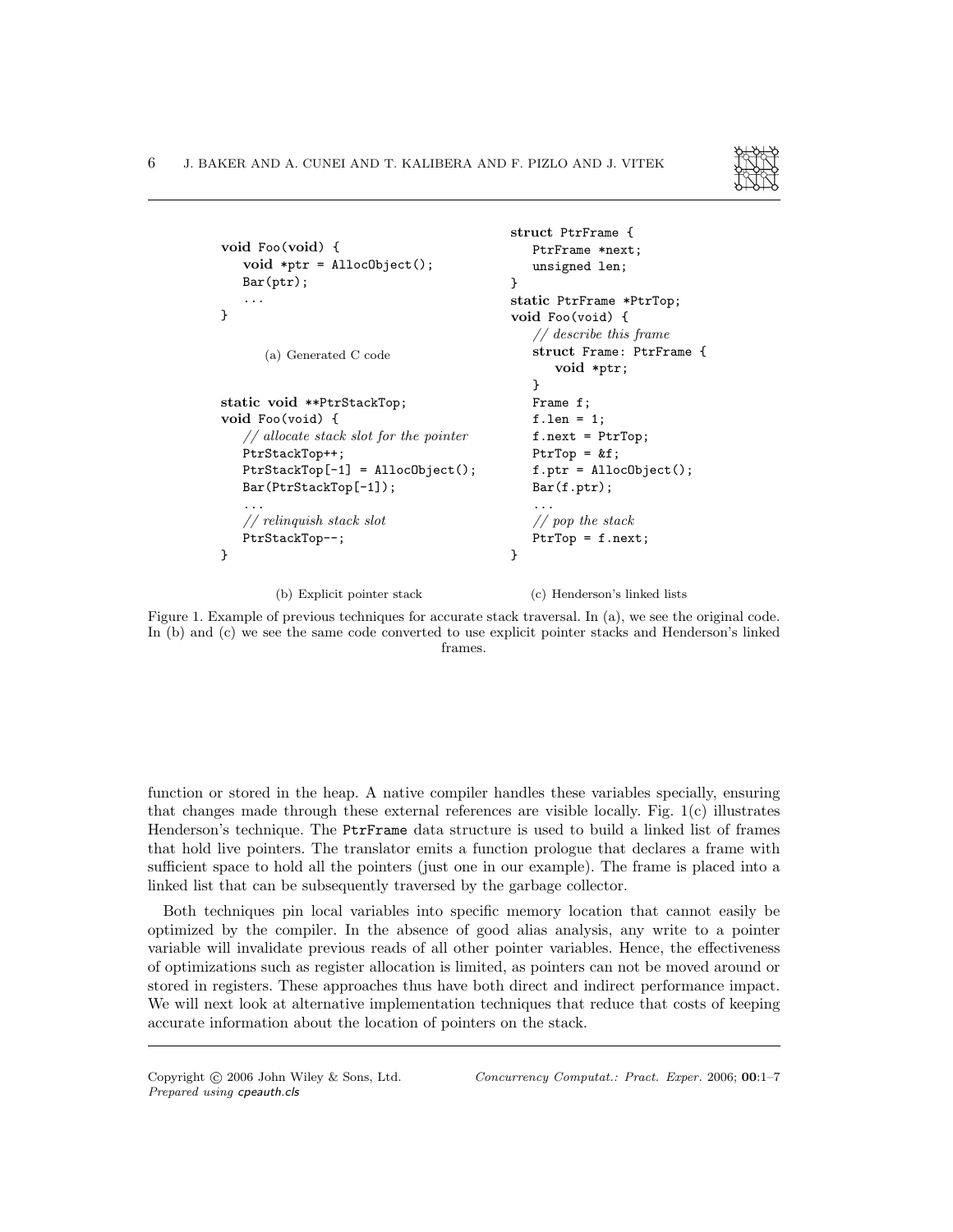```
void Foo(void) {
   void *ptr = AllocObject();
   Bar(ptr);
   ...
}
```

(a) Generated C code

```
static void **PtrStackTop;
void Foo(void) {
   // allocate stack slot for the pointer
   PtrStackTop++;
   PtrStackTop[-1] = AllocObject();
   Bar(PtrStackTop[-1]);
   ...
   // relinquish stack slot
   PtrStackTop--;
}
```

(b) Explicit pointer stack

```
struct PtrFrame {
   PtrFrame *next;
   unsigned len;
}
static PtrFrame *PtrTop;
void Foo(void) {
   // describe this frame
   struct Frame: PtrFrame {
      void *ptr;
   }
   Frame f;
   f.len = 1;
   f.next = PtrTop;
   PtrTop = &f;
   f.ptr = AllocObject();
   Bar(f.ptr);
   ...
   // pop the stack
   PtrTop = f.next;
}
```

(c) Henderson's linked lists

Figure 1. Example of previous techniques for accurate stack traversal. In (a), we see the original code. In (b) and (c) we see the same code converted to use explicit pointer stacks and Henderson's linked frames.

function or stored in the heap. A native compiler handles these variables specially, ensuring that changes made through these external references are visible locally. Fig. 1(c) illustrates Henderson's technique. The `PtrFrame` data structure is used to build a linked list of frames that hold live pointers. The translator emits a function prologue that declares a frame with sufficient space to hold all the pointers (just one in our example). The frame is placed into a linked list that can be subsequently traversed by the garbage collector.

Both techniques pin local variables into specific memory location that cannot easily be optimized by the compiler. In the absence of good alias analysis, any write to a pointer variable will invalidate previous reads of all other pointer variables. Hence, the effectiveness of optimizations such as register allocation is limited, as pointers can not be moved around or stored in registers. These approaches thus have both direct and indirect performance impact. We will next look at alternative implementation techniques that reduce that costs of keeping accurate information about the location of pointers on the stack.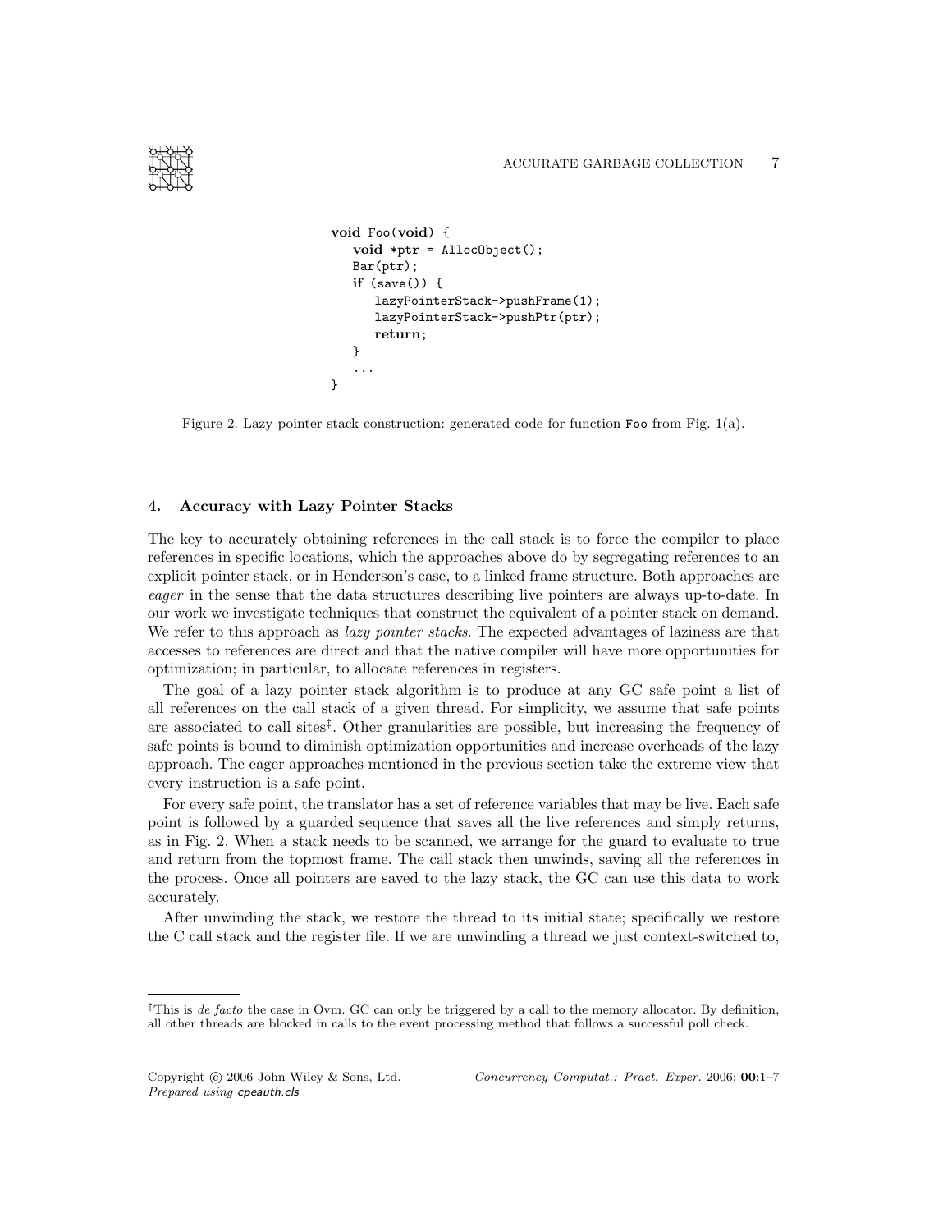```
void Foo(void) {
   void *ptr = AllocObject();
   Bar(ptr);
   if (save()) {
      lazyPointerStack->pushFrame(1);
      lazyPointerStack->pushPtr(ptr);
      return;
   }
   ...
}
```

Figure 2. Lazy pointer stack construction: generated code for function `Foo` from Fig. 1(a).

## 4. Accuracy with Lazy Pointer Stacks

The key to accurately obtaining references in the call stack is to force the compiler to place references in specific locations, which the approaches above do by segregating references to an explicit pointer stack, or in Henderson's case, to a linked frame structure. Both approaches are *eager* in the sense that the data structures describing live pointers are always up-to-date. In our work we investigate techniques that construct the equivalent of a pointer stack on demand. We refer to this approach as *lazy pointer stacks*. The expected advantages of laziness are that accesses to references are direct and that the native compiler will have more opportunities for optimization; in particular, to allocate references in registers.

The goal of a lazy pointer stack algorithm is to produce at any GC safe point a list of all references on the call stack of a given thread. For simplicity, we assume that safe points are associated to call sites[‡]. Other granularities are possible, but increasing the frequency of safe points is bound to diminish optimization opportunities and increase overheads of the lazy approach. The eager approaches mentioned in the previous section take the extreme view that every instruction is a safe point.

For every safe point, the translator has a set of reference variables that may be live. Each safe point is followed by a guarded sequence that saves all the live references and simply returns, as in Fig. 2. When a stack needs to be scanned, we arrange for the guard to evaluate to true and return from the topmost frame. The call stack then unwinds, saving all the references in the process. Once all pointers are saved to the lazy stack, the GC can use this data to work accurately.

After unwinding the stack, we restore the thread to its initial state; specifically we restore the C call stack and the register file. If we are unwinding a thread we just context-switched to,

[‡]This is *de facto* the case in Ovm. GC can only be triggered by a call to the memory allocator. By definition, all other threads are blocked in calls to the event processing method that follows a successful poll check.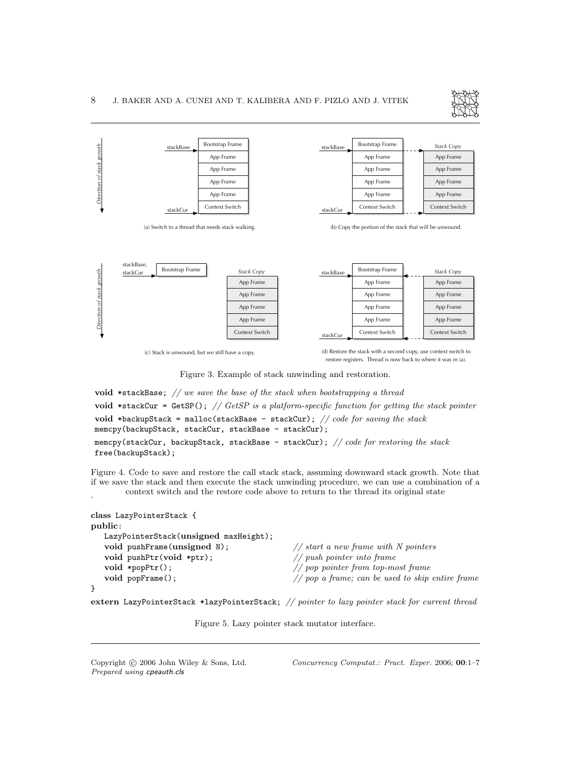(a) Switch to a thread that needs stack walking.

(b) Copy the portion of the stack that will be unwound.

(c) Stack is unwound, but we still have a copy.

(d) Restore the stack with a second copy, use context switch to restore registers. Thread is now back to where it was in (a).

Figure 3. Example of stack unwinding and restoration.

```
void *stackBase; // we save the base of the stack when bootstrapping a thread
void *stackCur = GetSP(); // GetSP is a platform-specific function for getting the stack pointer
void *backupStack = malloc(stackBase - stackCur); // code for saving the stack
memcpy(backupStack, stackCur, stackBase - stackCur);
memcpy(stackCur, backupStack, stackBase - stackCur); // code for restoring the stack
free(backupStack);
```

Figure 4. Code to save and restore the call stack stack, assuming downward stack growth. Note that if we save the stack and then execute the stack unwinding procedure, we can use a combination of a context switch and the restore code above to return to the thread its original state
.

```
class LazyPointerStack {
public:
   LazyPointerStack(unsigned maxHeight);
   void pushFrame(unsigned N);              // start a new frame with N pointers
   void pushPtr(void *ptr);                 // push pointer into frame
   void *popPtr();                          // pop pointer from top-most frame
   void popFrame();                         // pop a frame; can be used to skip entire frame
}
extern LazyPointerStack *lazyPointerStack; // pointer to lazy pointer stack for current thread
```

Figure 5. Lazy pointer stack mutator interface.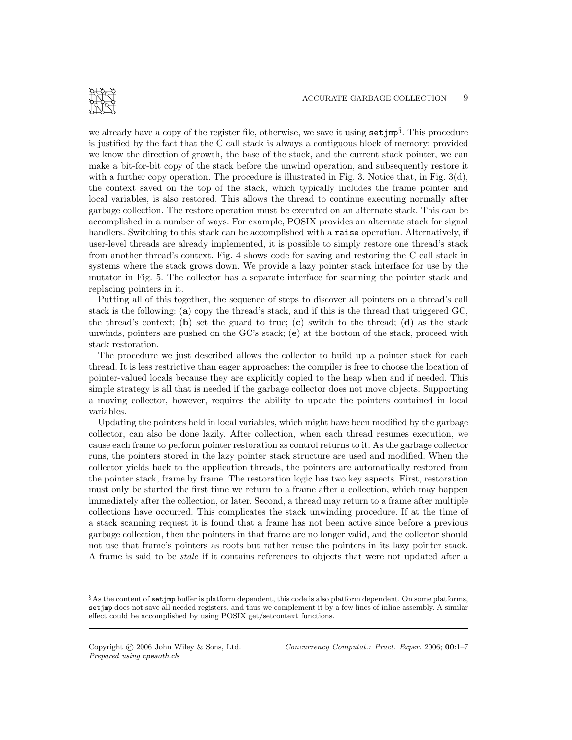we already have a copy of the register file, otherwise, we save it using `setjmp`[§]. This procedure is justified by the fact that the C call stack is always a contiguous block of memory; provided we know the direction of growth, the base of the stack, and the current stack pointer, we can make a bit-for-bit copy of the stack before the unwind operation, and subsequently restore it with a further copy operation. The procedure is illustrated in Fig. 3. Notice that, in Fig. 3(d), the context saved on the top of the stack, which typically includes the frame pointer and local variables, is also restored. This allows the thread to continue executing normally after garbage collection. The restore operation must be executed on an alternate stack. This can be accomplished in a number of ways. For example, POSIX provides an alternate stack for signal handlers. Switching to this stack can be accomplished with a `raise` operation. Alternatively, if user-level threads are already implemented, it is possible to simply restore one thread's stack from another thread's context. Fig. 4 shows code for saving and restoring the C call stack in systems where the stack grows down. We provide a lazy pointer stack interface for use by the mutator in Fig. 5. The collector has a separate interface for scanning the pointer stack and replacing pointers in it.

Putting all of this together, the sequence of steps to discover all pointers on a thread's call stack is the following: (**a**) copy the thread's stack, and if this is the thread that triggered GC, the thread's context; (**b**) set the guard to true; (**c**) switch to the thread; (**d**) as the stack unwinds, pointers are pushed on the GC's stack; (**e**) at the bottom of the stack, proceed with stack restoration.

The procedure we just described allows the collector to build up a pointer stack for each thread. It is less restrictive than eager approaches: the compiler is free to choose the location of pointer-valued locals because they are explicitly copied to the heap when and if needed. This simple strategy is all that is needed if the garbage collector does not move objects. Supporting a moving collector, however, requires the ability to update the pointers contained in local variables.

Updating the pointers held in local variables, which might have been modified by the garbage collector, can also be done lazily. After collection, when each thread resumes execution, we cause each frame to perform pointer restoration as control returns to it. As the garbage collector runs, the pointers stored in the lazy pointer stack structure are used and modified. When the collector yields back to the application threads, the pointers are automatically restored from the pointer stack, frame by frame. The restoration logic has two key aspects. First, restoration must only be started the first time we return to a frame after a collection, which may happen immediately after the collection, or later. Second, a thread may return to a frame after multiple collections have occurred. This complicates the stack unwinding procedure. If at the time of a stack scanning request it is found that a frame has not been active since before a previous garbage collection, then the pointers in that frame are no longer valid, and the collector should not use that frame's pointers as roots but rather reuse the pointers in its lazy pointer stack. A frame is said to be *stale* if it contains references to objects that were not updated after a

---

[§]As the content of `setjmp` buffer is platform dependent, this code is also platform dependent. On some platforms, `setjmp` does not save all needed registers, and thus we complement it by a few lines of inline assembly. A similar effect could be accomplished by using POSIX get/setcontext functions.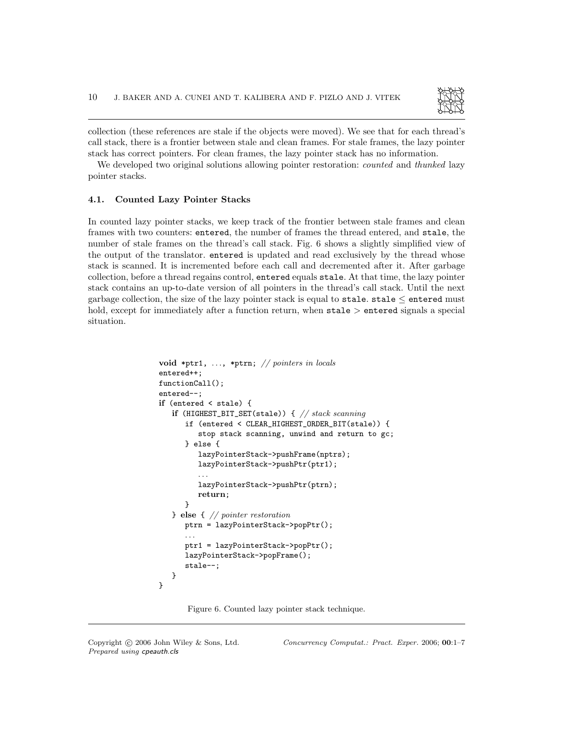collection (these references are stale if the objects were moved). We see that for each thread's call stack, there is a frontier between stale and clean frames. For stale frames, the lazy pointer stack has correct pointers. For clean frames, the lazy pointer stack has no information.

We developed two original solutions allowing pointer restoration: *counted* and *thunked* lazy pointer stacks.

### 4.1. Counted Lazy Pointer Stacks

In counted lazy pointer stacks, we keep track of the frontier between stale frames and clean frames with two counters: `entered`, the number of frames the thread entered, and `stale`, the number of stale frames on the thread's call stack. Fig. 6 shows a slightly simplified view of the output of the translator. `entered` is updated and read exclusively by the thread whose stack is scanned. It is incremented before each call and decremented after it. After garbage collection, before a thread regains control, `entered` equals `stale`. At that time, the lazy pointer stack contains an up-to-date version of all pointers in the thread's call stack. Until the next garbage collection, the size of the lazy pointer stack is equal to `stale`. `stale` ≤ `entered` must hold, except for immediately after a function return, when `stale` > `entered` signals a special situation.

```
void *ptr1, ..., *ptrn; // pointers in locals
entered++;
functionCall();
entered--;
if (entered < stale) {
   if (HIGHEST_BIT_SET(stale)) { // stack scanning
      if (entered < CLEAR_HIGHEST_ORDER_BIT(stale)) {
         stop stack scanning, unwind and return to gc;
      } else {
         lazyPointerStack->pushFrame(nptrs);
         lazyPointerStack->pushPtr(ptr1);
         ...
         lazyPointerStack->pushPtr(ptrn);
         return;
      }
   } else { // pointer restoration
      ptrn = lazyPointerStack->popPtr();
      ...
      ptr1 = lazyPointerStack->popPtr();
      lazyPointerStack->popFrame();
      stale--;
   }
}
```

Figure 6. Counted lazy pointer stack technique.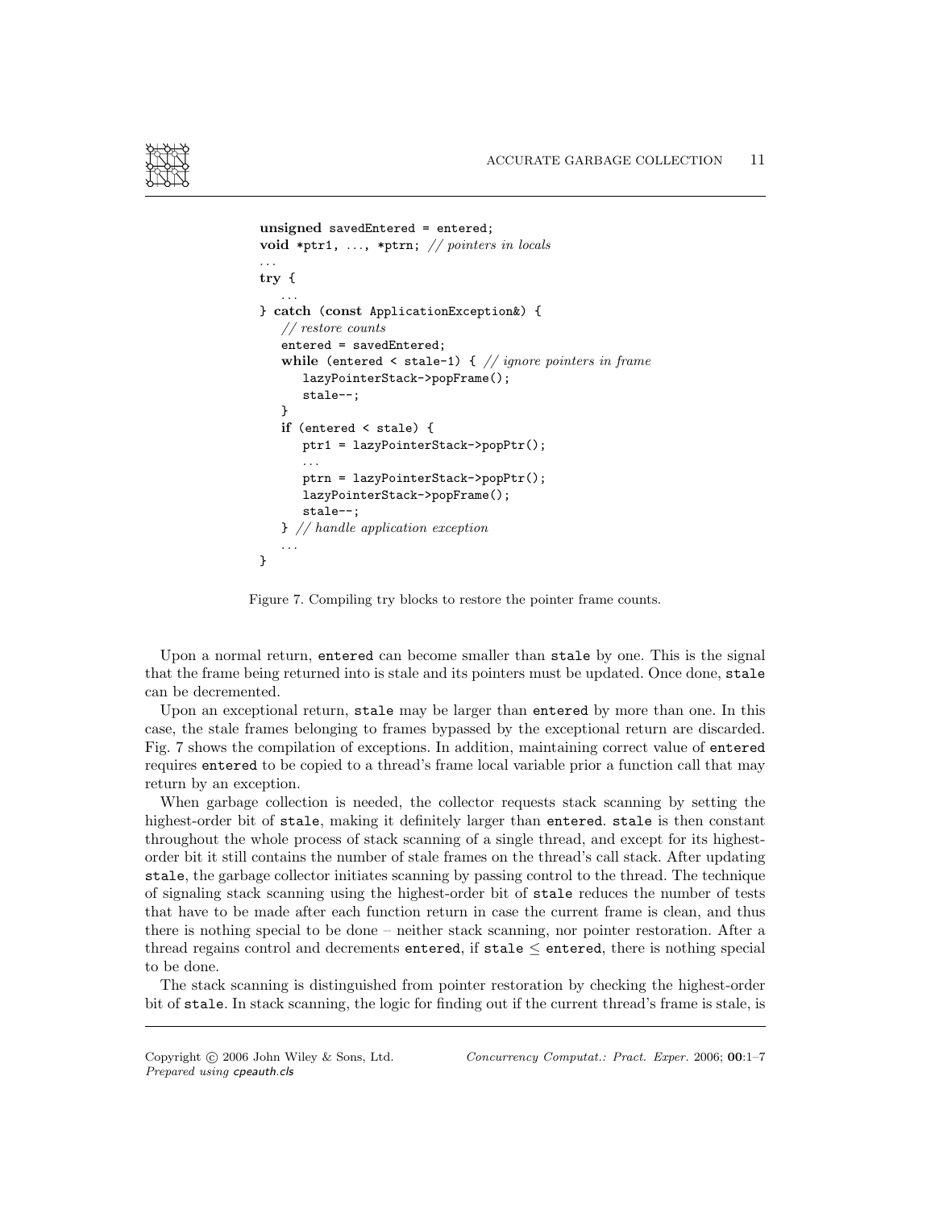```
unsigned savedEntered = entered;
void *ptr1, ..., *ptrn; // pointers in locals
...
try {
   ...
} catch (const ApplicationException&) {
   // restore counts
   entered = savedEntered;
   while (entered < stale-1) { // ignore pointers in frame
      lazyPointerStack->popFrame();
      stale--;
   }
   if (entered < stale) {
      ptr1 = lazyPointerStack->popPtr();
      ...
      ptrn = lazyPointerStack->popPtr();
      lazyPointerStack->popFrame();
      stale--;
   } // handle application exception
   ...
}
```

Figure 7. Compiling try blocks to restore the pointer frame counts.

Upon a normal return, `entered` can become smaller than `stale` by one. This is the signal that the frame being returned into is stale and its pointers must be updated. Once done, `stale` can be decremented.

Upon an exceptional return, `stale` may be larger than `entered` by more than one. In this case, the stale frames belonging to frames bypassed by the exceptional return are discarded. Fig. 7 shows the compilation of exceptions. In addition, maintaining correct value of `entered` requires `entered` to be copied to a thread's frame local variable prior a function call that may return by an exception.

When garbage collection is needed, the collector requests stack scanning by setting the highest-order bit of `stale`, making it definitely larger than `entered`. `stale` is then constant throughout the whole process of stack scanning of a single thread, and except for its highest-order bit it still contains the number of stale frames on the thread's call stack. After updating `stale`, the garbage collector initiates scanning by passing control to the thread. The technique of signaling stack scanning using the highest-order bit of `stale` reduces the number of tests that have to be made after each function return in case the current frame is clean, and thus there is nothing special to be done – neither stack scanning, nor pointer restoration. After a thread regains control and decrements `entered`, if `stale` $\leq$ `entered`, there is nothing special to be done.

The stack scanning is distinguished from pointer restoration by checking the highest-order bit of `stale`. In stack scanning, the logic for finding out if the current thread's frame is stale, is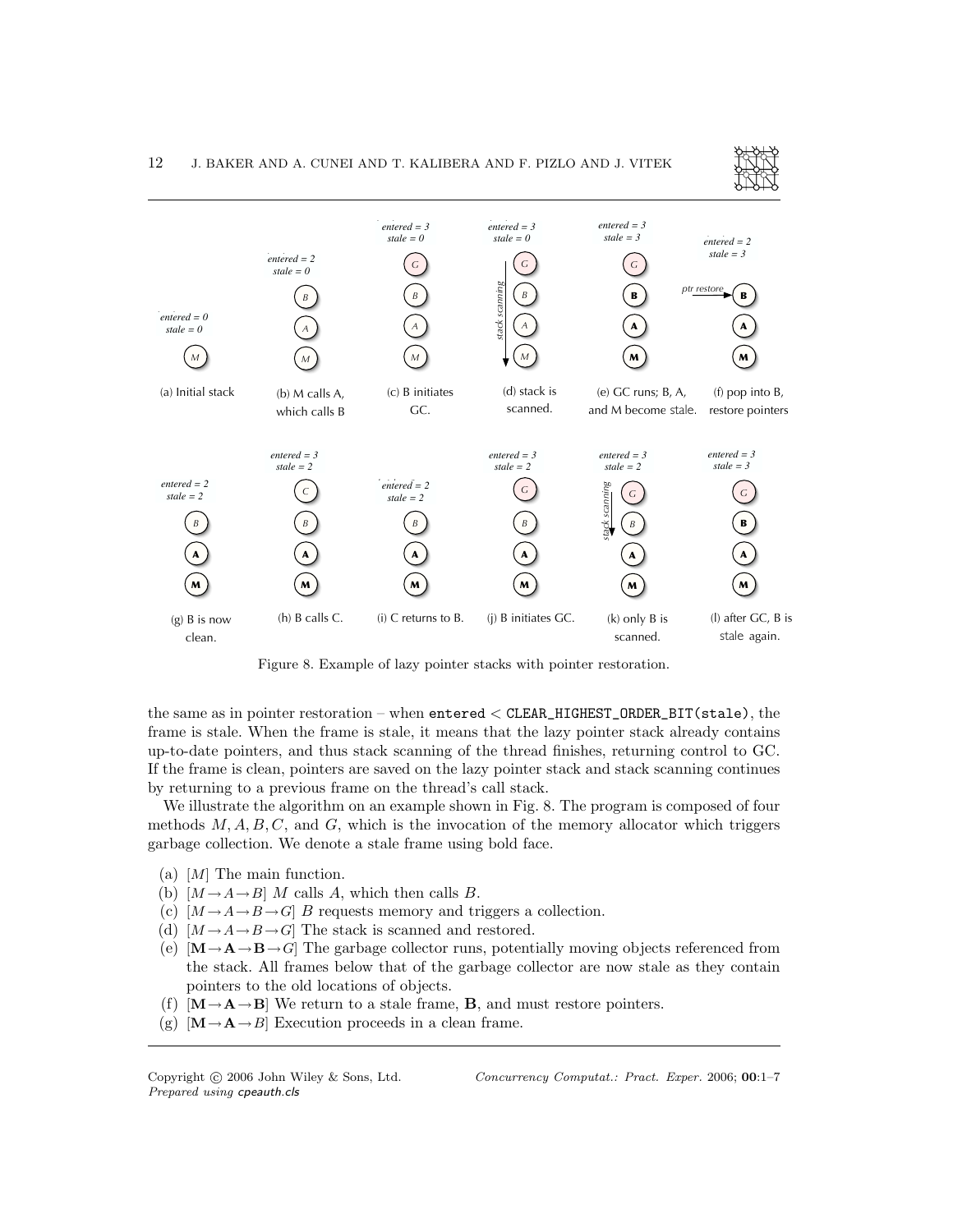Figure 8. Example of lazy pointer stacks with pointer restoration.

the same as in pointer restoration – when `entered` < `CLEAR_HIGHEST_ORDER_BIT(stale)`, the frame is stale. When the frame is stale, it means that the lazy pointer stack already contains up-to-date pointers, and thus stack scanning of the thread finishes, returning control to GC. If the frame is clean, pointers are saved on the lazy pointer stack and stack scanning continues by returning to a previous frame on the thread's call stack.

We illustrate the algorithm on an example shown in Fig. 8. The program is composed of four methods $M, A, B, C$, and $G$, which is the invocation of the memory allocator which triggers garbage collection. We denote a stale frame using bold face.

(a) $[M]$ The main function.
(b) $[M \rightarrow A \rightarrow B]$ $M$ calls $A$, which then calls $B$.
(c) $[M \rightarrow A \rightarrow B \rightarrow G]$ $B$ requests memory and triggers a collection.
(d) $[M \rightarrow A \rightarrow B \rightarrow G]$ The stack is scanned and restored.
(e) $[\mathbf{M} \rightarrow \mathbf{A} \rightarrow \mathbf{B} \rightarrow G]$ The garbage collector runs, potentially moving objects referenced from the stack. All frames below that of the garbage collector are now stale as they contain pointers to the old locations of objects.
(f) $[\mathbf{M} \rightarrow \mathbf{A} \rightarrow \mathbf{B}]$ We return to a stale frame, $\mathbf{B}$, and must restore pointers.
(g) $[\mathbf{M} \rightarrow \mathbf{A} \rightarrow B]$ Execution proceeds in a clean frame.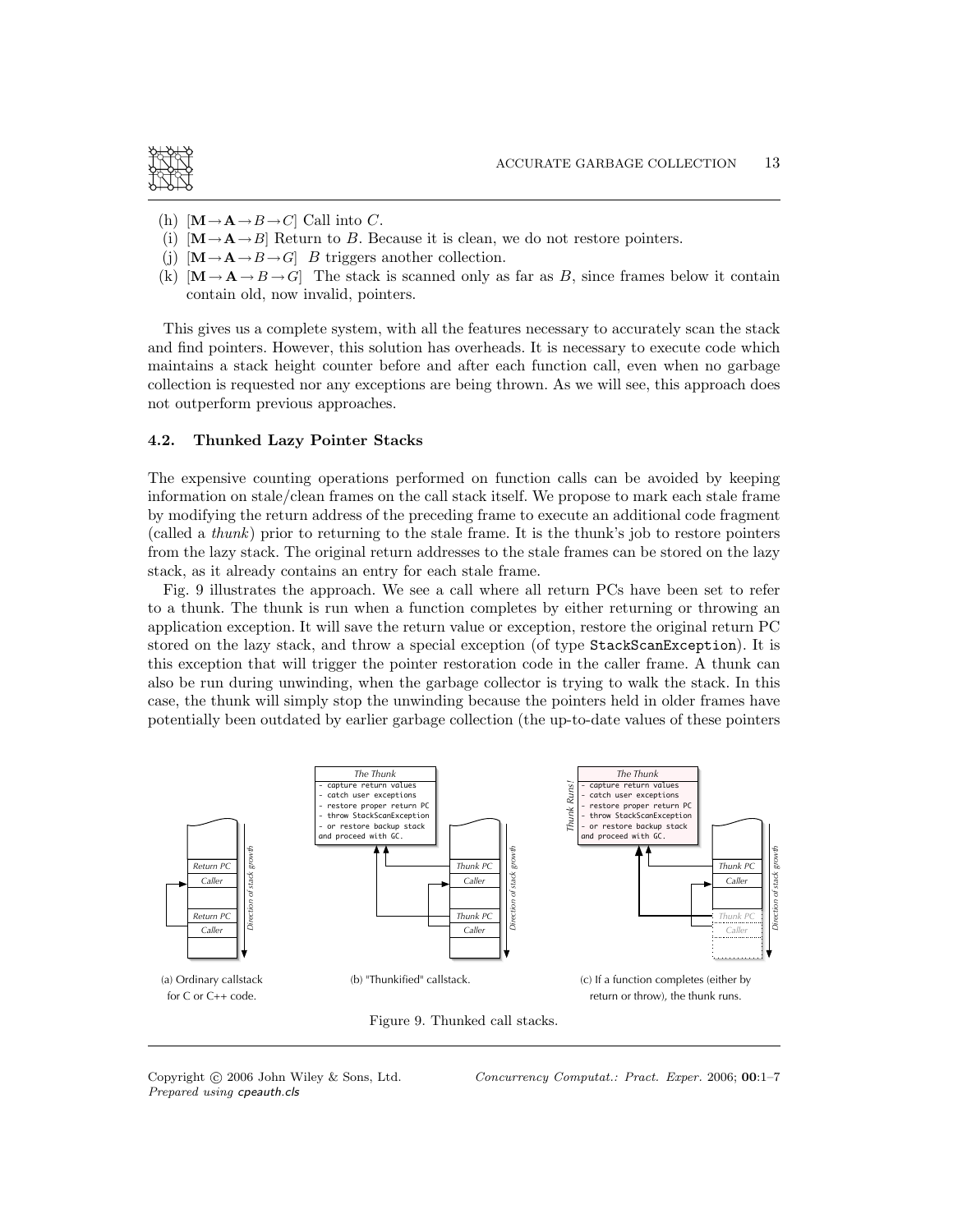(h) $[\mathbf{M} \rightarrow \mathbf{A} \rightarrow B \rightarrow C]$ Call into $C$.
(i) $[\mathbf{M} \rightarrow \mathbf{A} \rightarrow B]$ Return to $B$. Because it is clean, we do not restore pointers.
(j) $[\mathbf{M} \rightarrow \mathbf{A} \rightarrow B \rightarrow G]$ $B$ triggers another collection.
(k) $[\mathbf{M} \rightarrow \mathbf{A} \rightarrow B \rightarrow G]$ The stack is scanned only as far as $B$, since frames below it contain contain old, now invalid, pointers.

This gives us a complete system, with all the features necessary to accurately scan the stack and find pointers. However, this solution has overheads. It is necessary to execute code which maintains a stack height counter before and after each function call, even when no garbage collection is requested nor any exceptions are being thrown. As we will see, this approach does not outperform previous approaches.

### 4.2. Thunked Lazy Pointer Stacks

The expensive counting operations performed on function calls can be avoided by keeping information on stale/clean frames on the call stack itself. We propose to mark each stale frame by modifying the return address of the preceding frame to execute an additional code fragment (called a *thunk*) prior to returning to the stale frame. It is the thunk's job to restore pointers from the lazy stack. The original return addresses to the stale frames can be stored on the lazy stack, as it already contains an entry for each stale frame.

Fig. 9 illustrates the approach. We see a call where all return PCs have been set to refer to a thunk. The thunk is run when a function completes by either returning or throwing an application exception. It will save the return value or exception, restore the original return PC stored on the lazy stack, and throw a special exception (of type `StackScanException`). It is this exception that will trigger the pointer restoration code in the caller frame. A thunk can also be run during unwinding, when the garbage collector is trying to walk the stack. In this case, the thunk will simply stop the unwinding because the pointers held in older frames have potentially been outdated by earlier garbage collection (the up-to-date values of these pointers

(a) Ordinary callstack for C or C++ code.

(b) "Thunkified" callstack.

(c) If a function completes (either by return or throw), the thunk runs.

Figure 9. Thunked call stacks.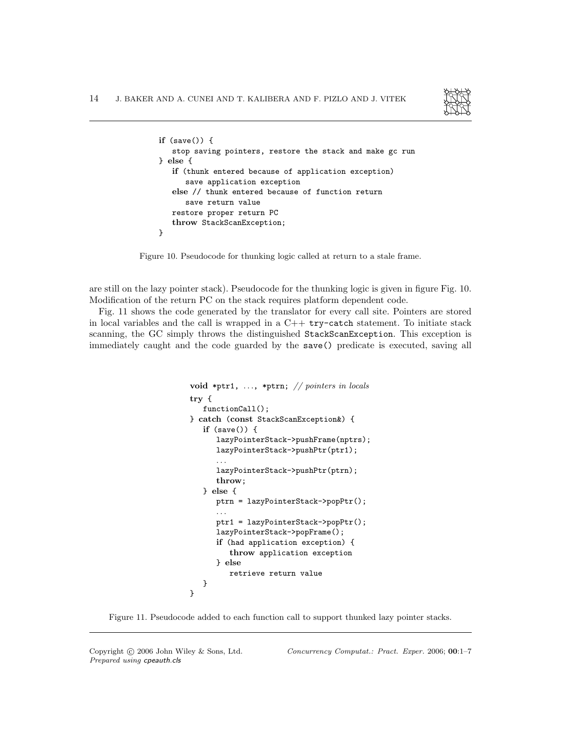```
if (save()) {
   stop saving pointers, restore the stack and make gc run
} else {
   if (thunk entered because of application exception)
      save application exception
   else // thunk entered because of function return
      save return value
   restore proper return PC
   throw StackScanException;
}
```

Figure 10. Pseudocode for thunking logic called at return to a stale frame.

are still on the lazy pointer stack). Pseudocode for the thunking logic is given in figure Fig. 10. Modification of the return PC on the stack requires platform dependent code.

Fig. 11 shows the code generated by the translator for every call site. Pointers are stored in local variables and the call is wrapped in a C++ `try-catch` statement. To initiate stack scanning, the GC simply throws the distinguished `StackScanException`. This exception is immediately caught and the code guarded by the `save()` predicate is executed, saving all

```
void *ptr1, ..., *ptrn; // pointers in locals
try {
   functionCall();
} catch (const StackScanException&) {
   if (save()) {
      lazyPointerStack->pushFrame(nptrs);
      lazyPointerStack->pushPtr(ptr1);
      ...
      lazyPointerStack->pushPtr(ptrn);
      throw;
   } else {
      ptrn = lazyPointerStack->popPtr();
      ...
      ptr1 = lazyPointerStack->popPtr();
      lazyPointerStack->popFrame();
      if (had application exception) {
         throw application exception
      } else
         retrieve return value
   }
}
```

Figure 11. Pseudocode added to each function call to support thunked lazy pointer stacks.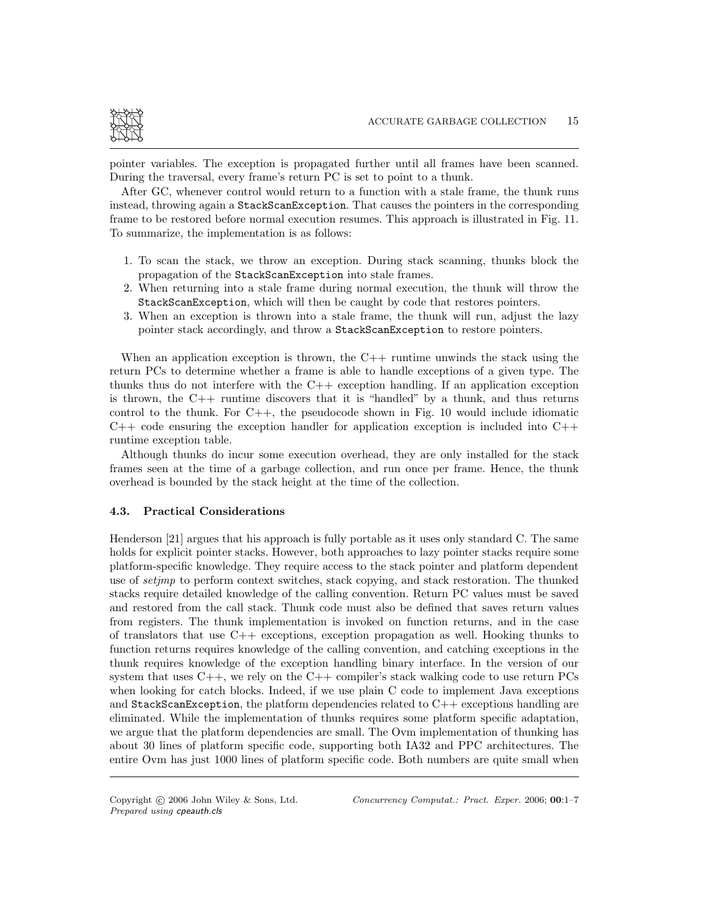pointer variables. The exception is propagated further until all frames have been scanned. During the traversal, every frame's return PC is set to point to a thunk.

After GC, whenever control would return to a function with a stale frame, the thunk runs instead, throwing again a `StackScanException`. That causes the pointers in the corresponding frame to be restored before normal execution resumes. This approach is illustrated in Fig. 11. To summarize, the implementation is as follows:

1. To scan the stack, we throw an exception. During stack scanning, thunks block the propagation of the `StackScanException` into stale frames.
2. When returning into a stale frame during normal execution, the thunk will throw the `StackScanException`, which will then be caught by code that restores pointers.
3. When an exception is thrown into a stale frame, the thunk will run, adjust the lazy pointer stack accordingly, and throw a `StackScanException` to restore pointers.

When an application exception is thrown, the C++ runtime unwinds the stack using the return PCs to determine whether a frame is able to handle exceptions of a given type. The thunks thus do not interfere with the C++ exception handling. If an application exception is thrown, the C++ runtime discovers that it is "handled" by a thunk, and thus returns control to the thunk. For C++, the pseudocode shown in Fig. 10 would include idiomatic C++ code ensuring the exception handler for application exception is included into C++ runtime exception table.

Although thunks do incur some execution overhead, they are only installed for the stack frames seen at the time of a garbage collection, and run once per frame. Hence, the thunk overhead is bounded by the stack height at the time of the collection.

### 4.3. Practical Considerations

Henderson [21] argues that his approach is fully portable as it uses only standard C. The same holds for explicit pointer stacks. However, both approaches to lazy pointer stacks require some platform-specific knowledge. They require access to the stack pointer and platform dependent use of *setjmp* to perform context switches, stack copying, and stack restoration. The thunked stacks require detailed knowledge of the calling convention. Return PC values must be saved and restored from the call stack. Thunk code must also be defined that saves return values from registers. The thunk implementation is invoked on function returns, and in the case of translators that use C++ exceptions, exception propagation as well. Hooking thunks to function returns requires knowledge of the calling convention, and catching exceptions in the thunk requires knowledge of the exception handling binary interface. In the version of our system that uses C++, we rely on the C++ compiler's stack walking code to use return PCs when looking for catch blocks. Indeed, if we use plain C code to implement Java exceptions and `StackScanException`, the platform dependencies related to C++ exceptions handling are eliminated. While the implementation of thunks requires some platform specific adaptation, we argue that the platform dependencies are small. The Ovm implementation of thunking has about 30 lines of platform specific code, supporting both IA32 and PPC architectures. The entire Ovm has just 1000 lines of platform specific code. Both numbers are quite small when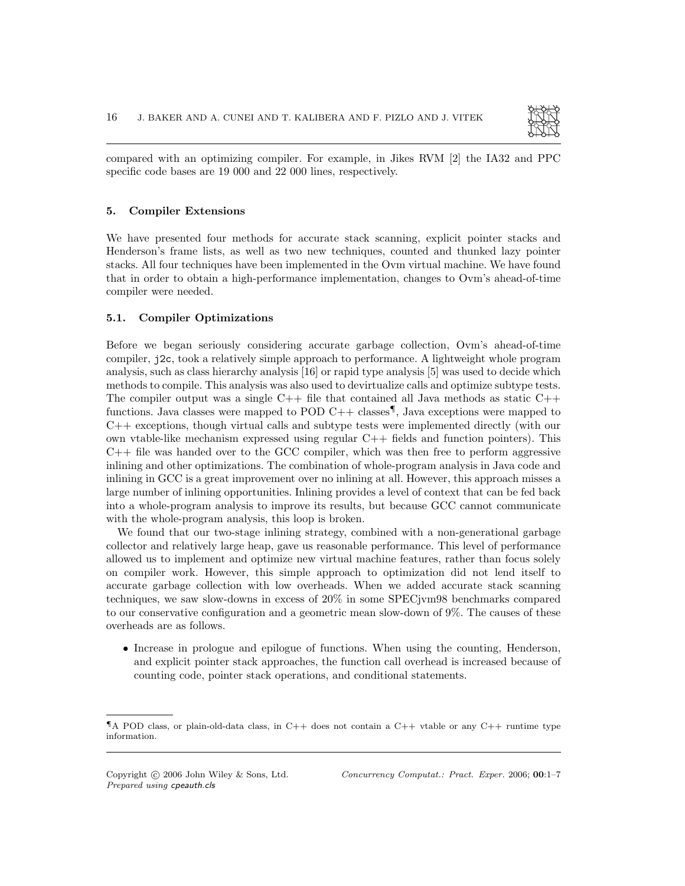compared with an optimizing compiler. For example, in Jikes RVM [2] the IA32 and PPC specific code bases are 19 000 and 22 000 lines, respectively.

## 5. Compiler Extensions

We have presented four methods for accurate stack scanning, explicit pointer stacks and Henderson's frame lists, as well as two new techniques, counted and thunked lazy pointer stacks. All four techniques have been implemented in the Ovm virtual machine. We have found that in order to obtain a high-performance implementation, changes to Ovm's ahead-of-time compiler were needed.

### 5.1. Compiler Optimizations

Before we began seriously considering accurate garbage collection, Ovm's ahead-of-time compiler, `j2c`, took a relatively simple approach to performance. A lightweight whole program analysis, such as class hierarchy analysis [16] or rapid type analysis [5] was used to decide which methods to compile. This analysis was also used to devirtualize calls and optimize subtype tests. The compiler output was a single C++ file that contained all Java methods as static C++ functions. Java classes were mapped to POD C++ classes[¶], Java exceptions were mapped to C++ exceptions, though virtual calls and subtype tests were implemented directly (with our own vtable-like mechanism expressed using regular C++ fields and function pointers). This C++ file was handed over to the GCC compiler, which was then free to perform aggressive inlining and other optimizations. The combination of whole-program analysis in Java code and inlining in GCC is a great improvement over no inlining at all. However, this approach misses a large number of inlining opportunities. Inlining provides a level of context that can be fed back into a whole-program analysis to improve its results, but because GCC cannot communicate with the whole-program analysis, this loop is broken.

We found that our two-stage inlining strategy, combined with a non-generational garbage collector and relatively large heap, gave us reasonable performance. This level of performance allowed us to implement and optimize new virtual machine features, rather than focus solely on compiler work. However, this simple approach to optimization did not lend itself to accurate garbage collection with low overheads. When we added accurate stack scanning techniques, we saw slow-downs in excess of 20% in some SPECjvm98 benchmarks compared to our conservative configuration and a geometric mean slow-down of 9%. The causes of these overheads are as follows.

- Increase in prologue and epilogue of functions. When using the counting, Henderson, and explicit pointer stack approaches, the function call overhead is increased because of counting code, pointer stack operations, and conditional statements.

[¶] A POD class, or plain-old-data class, in C++ does not contain a C++ vtable or any C++ runtime type information.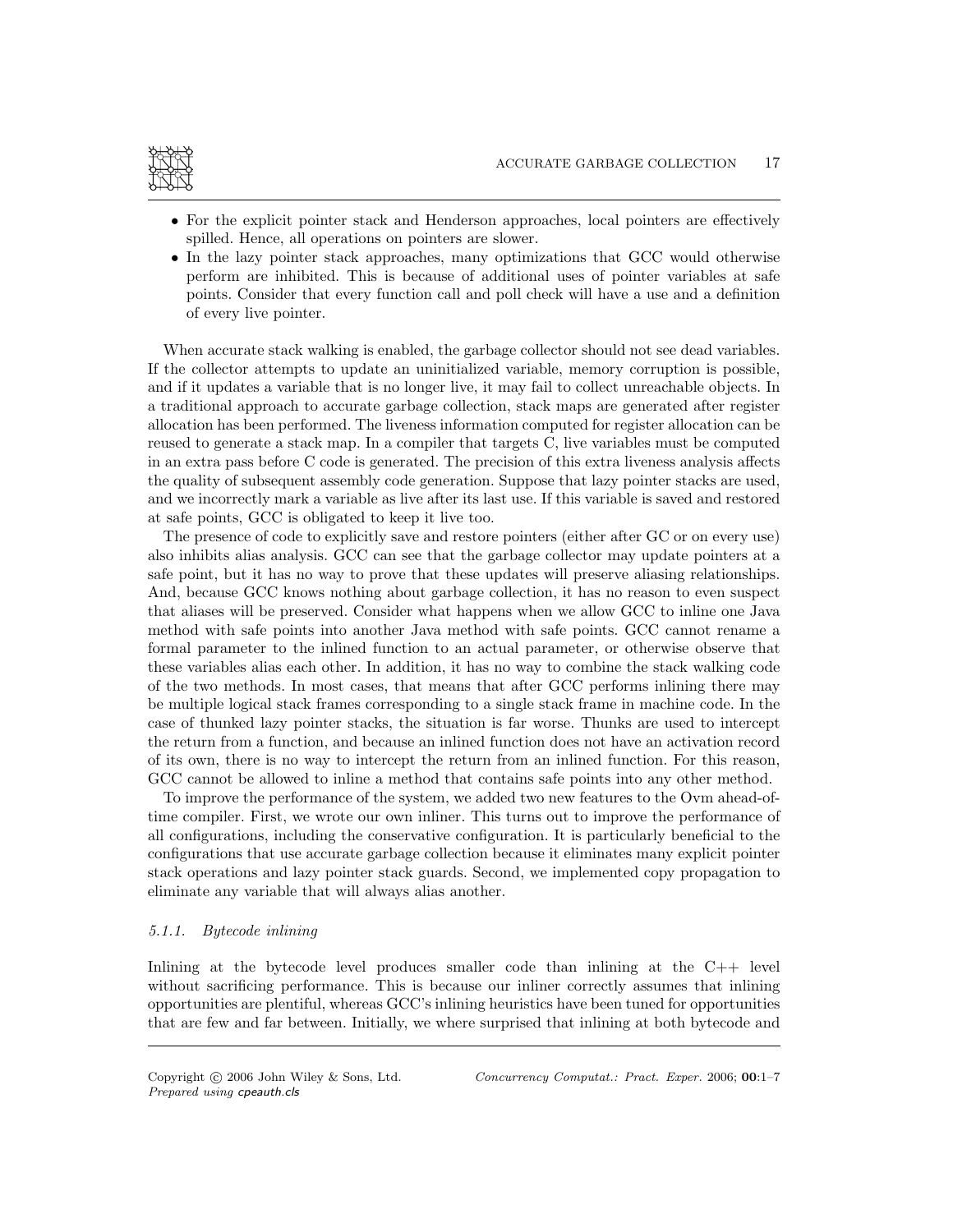- For the explicit pointer stack and Henderson approaches, local pointers are effectively spilled. Hence, all operations on pointers are slower.
- In the lazy pointer stack approaches, many optimizations that GCC would otherwise perform are inhibited. This is because of additional uses of pointer variables at safe points. Consider that every function call and poll check will have a use and a definition of every live pointer.

When accurate stack walking is enabled, the garbage collector should not see dead variables. If the collector attempts to update an uninitialized variable, memory corruption is possible, and if it updates a variable that is no longer live, it may fail to collect unreachable objects. In a traditional approach to accurate garbage collection, stack maps are generated after register allocation has been performed. The liveness information computed for register allocation can be reused to generate a stack map. In a compiler that targets C, live variables must be computed in an extra pass before C code is generated. The precision of this extra liveness analysis affects the quality of subsequent assembly code generation. Suppose that lazy pointer stacks are used, and we incorrectly mark a variable as live after its last use. If this variable is saved and restored at safe points, GCC is obligated to keep it live too.

The presence of code to explicitly save and restore pointers (either after GC or on every use) also inhibits alias analysis. GCC can see that the garbage collector may update pointers at a safe point, but it has no way to prove that these updates will preserve aliasing relationships. And, because GCC knows nothing about garbage collection, it has no reason to even suspect that aliases will be preserved. Consider what happens when we allow GCC to inline one Java method with safe points into another Java method with safe points. GCC cannot rename a formal parameter to the inlined function to an actual parameter, or otherwise observe that these variables alias each other. In addition, it has no way to combine the stack walking code of the two methods. In most cases, that means that after GCC performs inlining there may be multiple logical stack frames corresponding to a single stack frame in machine code. In the case of thunked lazy pointer stacks, the situation is far worse. Thunks are used to intercept the return from a function, and because an inlined function does not have an activation record of its own, there is no way to intercept the return from an inlined function. For this reason, GCC cannot be allowed to inline a method that contains safe points into any other method.

To improve the performance of the system, we added two new features to the Ovm ahead-of-time compiler. First, we wrote our own inliner. This turns out to improve the performance of all configurations, including the conservative configuration. It is particularly beneficial to the configurations that use accurate garbage collection because it eliminates many explicit pointer stack operations and lazy pointer stack guards. Second, we implemented copy propagation to eliminate any variable that will always alias another.

#### 5.1.1. *Bytecode inlining*

Inlining at the bytecode level produces smaller code than inlining at the C++ level without sacrificing performance. This is because our inliner correctly assumes that inlining opportunities are plentiful, whereas GCC's inlining heuristics have been tuned for opportunities that are few and far between. Initially, we where surprised that inlining at both bytecode and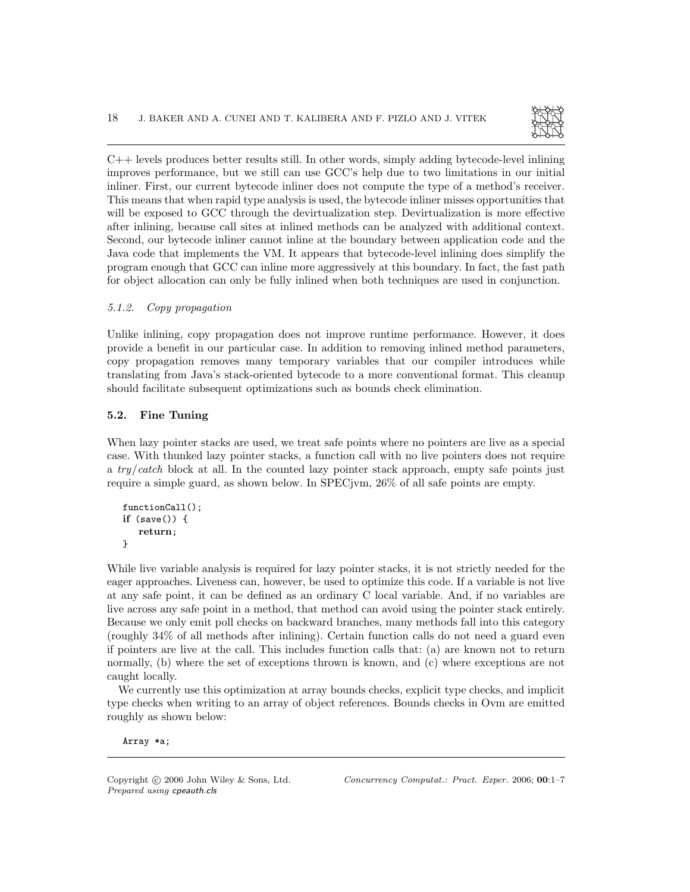C++ levels produces better results still. In other words, simply adding bytecode-level inlining improves performance, but we still can use GCC's help due to two limitations in our initial inliner. First, our current bytecode inliner does not compute the type of a method's receiver. This means that when rapid type analysis is used, the bytecode inliner misses opportunities that will be exposed to GCC through the devirtualization step. Devirtualization is more effective after inlining, because call sites at inlined methods can be analyzed with additional context. Second, our bytecode inliner cannot inline at the boundary between application code and the Java code that implements the VM. It appears that bytecode-level inlining does simplify the program enough that GCC can inline more aggressively at this boundary. In fact, the fast path for object allocation can only be fully inlined when both techniques are used in conjunction.

#### *5.1.2. Copy propagation*

Unlike inlining, copy propagation does not improve runtime performance. However, it does provide a benefit in our particular case. In addition to removing inlined method parameters, copy propagation removes many temporary variables that our compiler introduces while translating from Java's stack-oriented bytecode to a more conventional format. This cleanup should facilitate subsequent optimizations such as bounds check elimination.

### 5.2. Fine Tuning

When lazy pointer stacks are used, we treat safe points where no pointers are live as a special case. With thunked lazy pointer stacks, a function call with no live pointers does not require a *try/catch* block at all. In the counted lazy pointer stack approach, empty safe points just require a simple guard, as shown below. In SPECjvm, 26% of all safe points are empty.

```
functionCall();
if (save()) {
   return;
}
```

While live variable analysis is required for lazy pointer stacks, it is not strictly needed for the eager approaches. Liveness can, however, be used to optimize this code. If a variable is not live at any safe point, it can be defined as an ordinary C local variable. And, if no variables are live across any safe point in a method, that method can avoid using the pointer stack entirely. Because we only emit poll checks on backward branches, many methods fall into this category (roughly 34% of all methods after inlining). Certain function calls do not need a guard even if pointers are live at the call. This includes function calls that: (a) are known not to return normally, (b) where the set of exceptions thrown is known, and (c) where exceptions are not caught locally.

We currently use this optimization at array bounds checks, explicit type checks, and implicit type checks when writing to an array of object references. Bounds checks in Ovm are emitted roughly as shown below:

```
Array *a;
```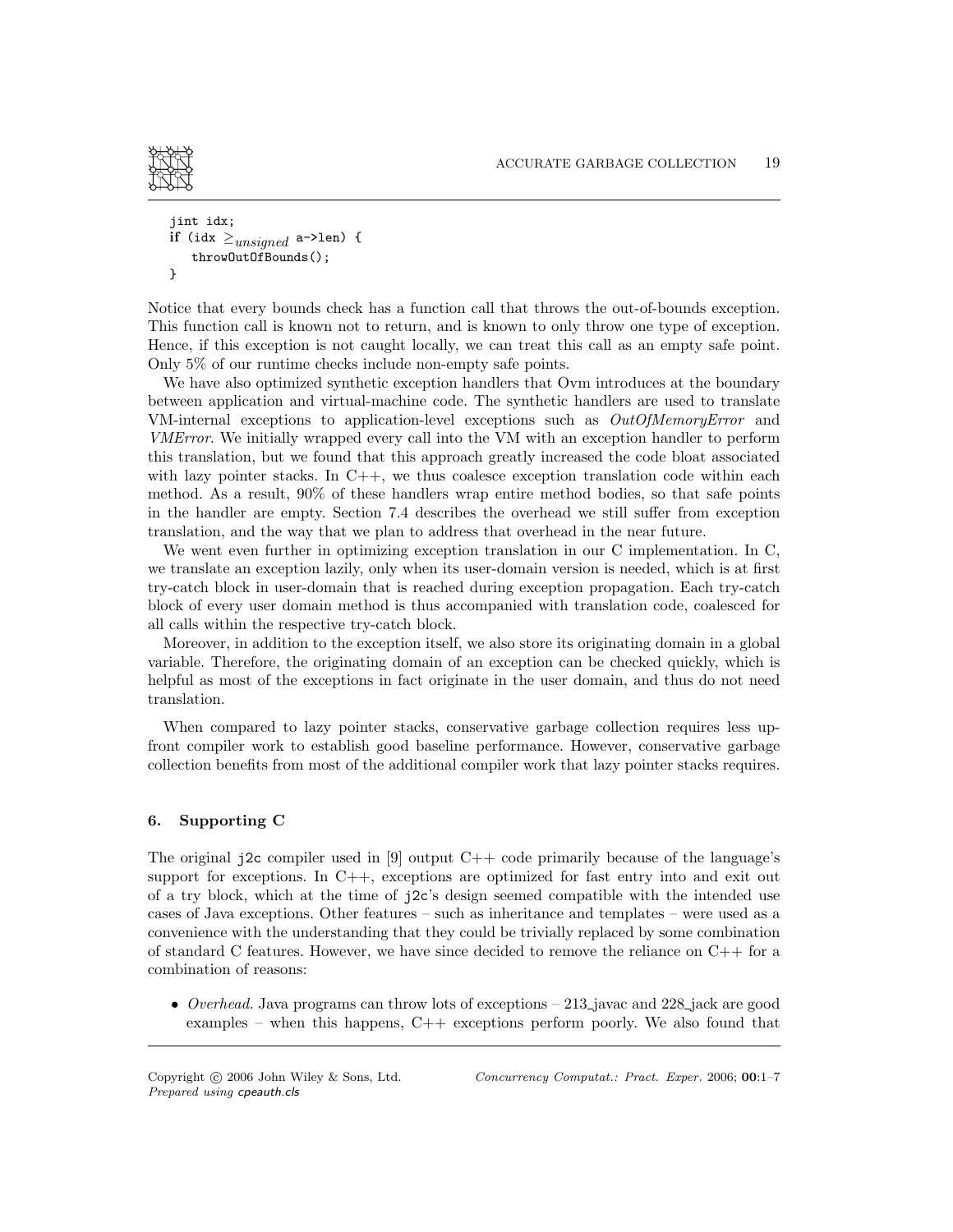```
jint idx;
if (idx ≥unsigned a->len) {
    throwOutOfBounds();
}
```

Notice that every bounds check has a function call that throws the out-of-bounds exception. This function call is known not to return, and is known to only throw one type of exception. Hence, if this exception is not caught locally, we can treat this call as an empty safe point. Only 5% of our runtime checks include non-empty safe points.

We have also optimized synthetic exception handlers that Ovm introduces at the boundary between application and virtual-machine code. The synthetic handlers are used to translate VM-internal exceptions to application-level exceptions such as *OutOfMemoryError* and *VMError*. We initially wrapped every call into the VM with an exception handler to perform this translation, but we found that this approach greatly increased the code bloat associated with lazy pointer stacks. In C++, we thus coalesce exception translation code within each method. As a result, 90% of these handlers wrap entire method bodies, so that safe points in the handler are empty. Section 7.4 describes the overhead we still suffer from exception translation, and the way that we plan to address that overhead in the near future.

We went even further in optimizing exception translation in our C implementation. In C, we translate an exception lazily, only when its user-domain version is needed, which is at first try-catch block in user-domain that is reached during exception propagation. Each try-catch block of every user domain method is thus accompanied with translation code, coalesced for all calls within the respective try-catch block.

Moreover, in addition to the exception itself, we also store its originating domain in a global variable. Therefore, the originating domain of an exception can be checked quickly, which is helpful as most of the exceptions in fact originate in the user domain, and thus do not need translation.

When compared to lazy pointer stacks, conservative garbage collection requires less up-front compiler work to establish good baseline performance. However, conservative garbage collection benefits from most of the additional compiler work that lazy pointer stacks requires.

## 6. Supporting C

The original `j2c` compiler used in [9] output C++ code primarily because of the language's support for exceptions. In C++, exceptions are optimized for fast entry into and exit out of a try block, which at the time of `j2c`'s design seemed compatible with the intended use cases of Java exceptions. Other features – such as inheritance and templates – were used as a convenience with the understanding that they could be trivially replaced by some combination of standard C features. However, we have since decided to remove the reliance on C++ for a combination of reasons:

- *Overhead.* Java programs can throw lots of exceptions – 213_javac and 228_jack are good examples – when this happens, C++ exceptions perform poorly. We also found that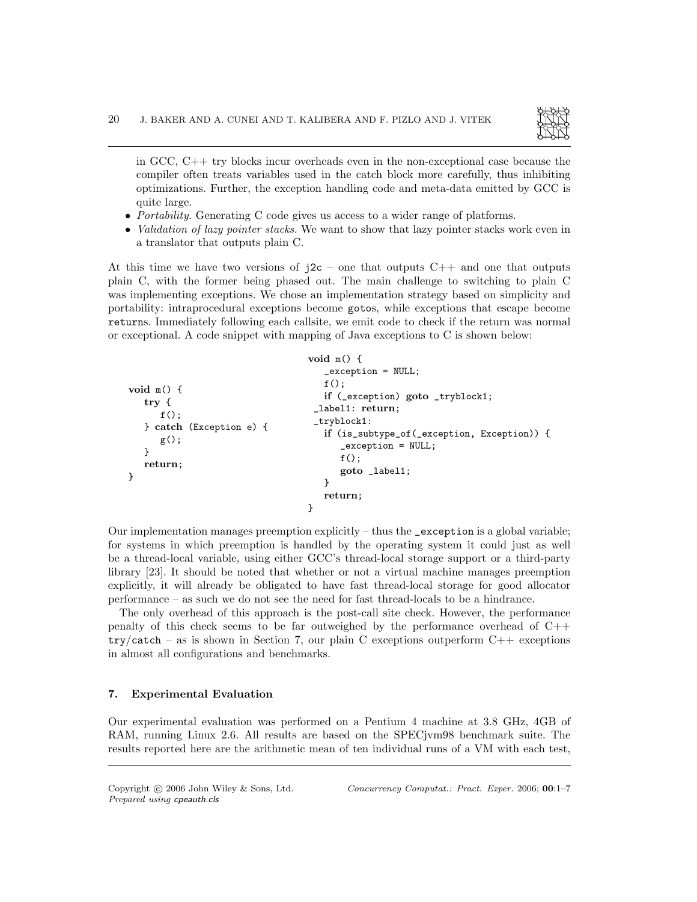in GCC, C++ try blocks incur overheads even in the non-exceptional case because the compiler often treats variables used in the catch block more carefully, thus inhibiting optimizations. Further, the exception handling code and meta-data emitted by GCC is quite large.

- *Portability.* Generating C code gives us access to a wider range of platforms.
- *Validation of lazy pointer stacks.* We want to show that lazy pointer stacks work even in a translator that outputs plain C.

At this time we have two versions of `j2c` – one that outputs C++ and one that outputs plain C, with the former being phased out. The main challenge to switching to plain C was implementing exceptions. We chose an implementation strategy based on simplicity and portability: intraprocedural exceptions become `goto`s, while exceptions that escape become `return`s. Immediately following each callsite, we emit code to check if the return was normal or exceptional. A code snippet with mapping of Java exceptions to C is shown below:

```
void m() {
   try {
      f();
   } catch (Exception e) {
      g();
   }
   return;
}
```

```
void m() {
   _exception = NULL;
   f();
   if (_exception) goto _tryblock1;
 _label1: return;
 _tryblock1:
   if (is_subtype_of(_exception, Exception)) {
      _exception = NULL;
      f();
      goto _label1;
   }
   return;
}
```

Our implementation manages preemption explicitly – thus the `_exception` is a global variable; for systems in which preemption is handled by the operating system it could just as well be a thread-local variable, using either GCC's thread-local storage support or a third-party library [23]. It should be noted that whether or not a virtual machine manages preemption explicitly, it will already be obligated to have fast thread-local storage for good allocator performance – as such we do not see the need for fast thread-locals to be a hindrance.

The only overhead of this approach is the post-call site check. However, the performance penalty of this check seems to be far outweighed by the performance overhead of C++ `try`/`catch` – as is shown in Section 7, our plain C exceptions outperform C++ exceptions in almost all configurations and benchmarks.

## 7. Experimental Evaluation

Our experimental evaluation was performed on a Pentium 4 machine at 3.8 GHz, 4GB of RAM, running Linux 2.6. All results are based on the SPECjvm98 benchmark suite. The results reported here are the arithmetic mean of ten individual runs of a VM with each test,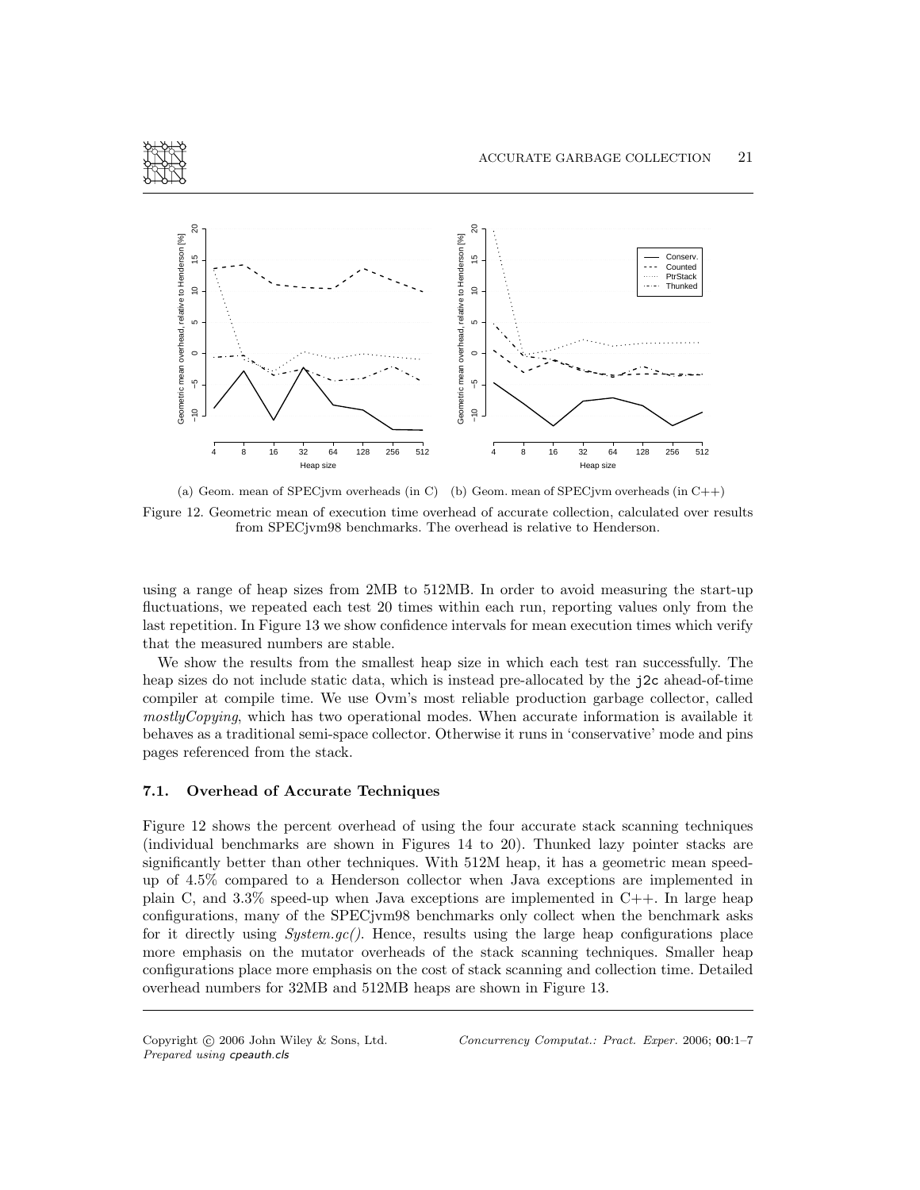(a) Geom. mean of SPECjvm overheads (in C) (b) Geom. mean of SPECjvm overheads (in C++)

Figure 12. Geometric mean of execution time overhead of accurate collection, calculated over results from SPECjvm98 benchmarks. The overhead is relative to Henderson.

using a range of heap sizes from 2MB to 512MB. In order to avoid measuring the start-up fluctuations, we repeated each test 20 times within each run, reporting values only from the last repetition. In Figure 13 we show confidence intervals for mean execution times which verify that the measured numbers are stable.

We show the results from the smallest heap size in which each test ran successfully. The heap sizes do not include static data, which is instead pre-allocated by the `j2c` ahead-of-time compiler at compile time. We use Ovm's most reliable production garbage collector, called *mostlyCopying*, which has two operational modes. When accurate information is available it behaves as a traditional semi-space collector. Otherwise it runs in 'conservative' mode and pins pages referenced from the stack.

### 7.1. Overhead of Accurate Techniques

Figure 12 shows the percent overhead of using the four accurate stack scanning techniques (individual benchmarks are shown in Figures 14 to 20). Thunked lazy pointer stacks are significantly better than other techniques. With 512M heap, it has a geometric mean speed-up of 4.5% compared to a Henderson collector when Java exceptions are implemented in plain C, and 3.3% speed-up when Java exceptions are implemented in C++. In large heap configurations, many of the SPECjvm98 benchmarks only collect when the benchmark asks for it directly using *System.gc()*. Hence, results using the large heap configurations place more emphasis on the mutator overheads of the stack scanning techniques. Smaller heap configurations place more emphasis on the cost of stack scanning and collection time. Detailed overhead numbers for 32MB and 512MB heaps are shown in Figure 13.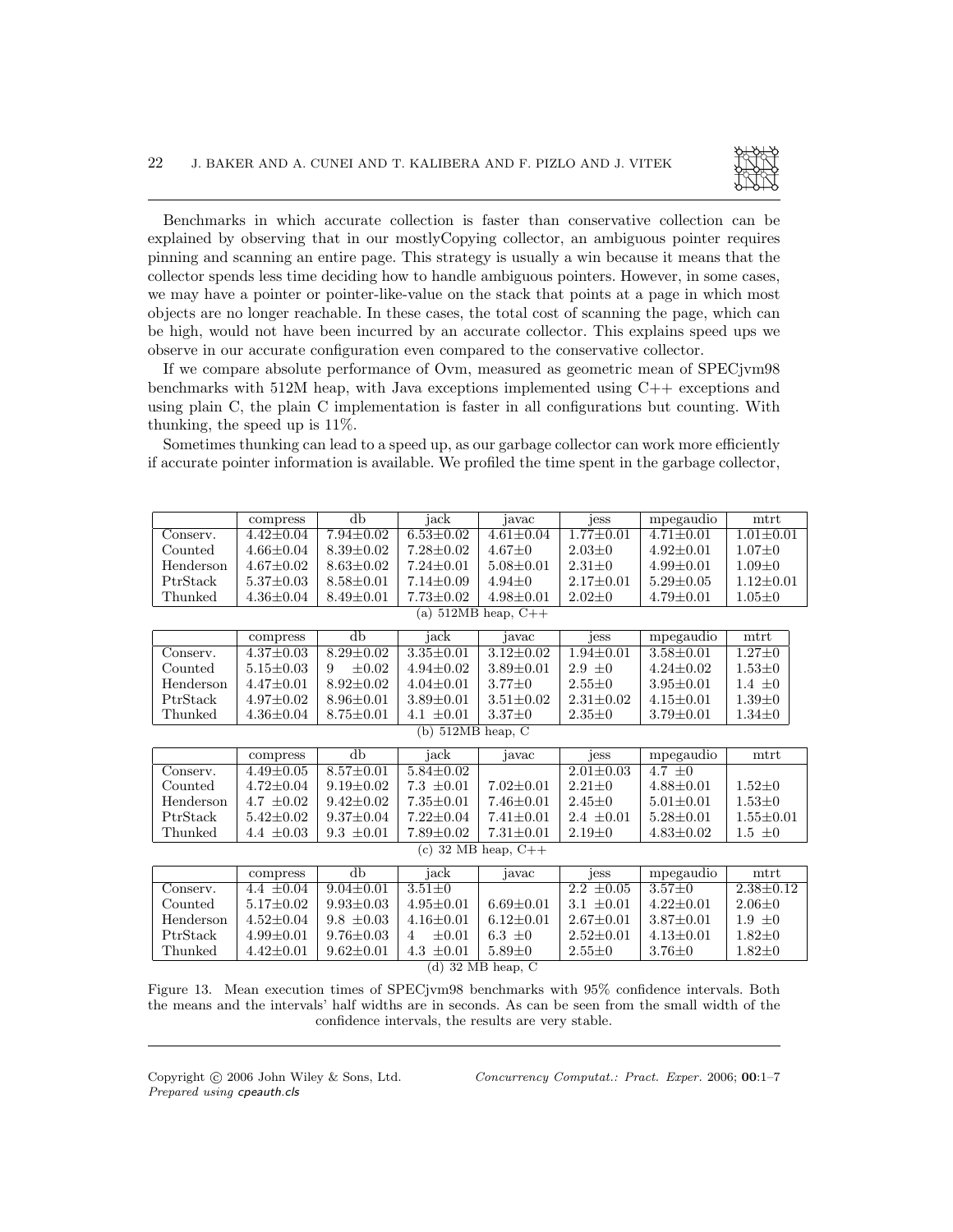Benchmarks in which accurate collection is faster than conservative collection can be explained by observing that in our mostlyCopying collector, an ambiguous pointer requires pinning and scanning an entire page. This strategy is usually a win because it means that the collector spends less time deciding how to handle ambiguous pointers. However, in some cases, we may have a pointer or pointer-like-value on the stack that points at a page in which most objects are no longer reachable. In these cases, the total cost of scanning the page, which can be high, would not have been incurred by an accurate collector. This explains speed ups we observe in our accurate configuration even compared to the conservative collector.

If we compare absolute performance of Ovm, measured as geometric mean of SPECjvm98 benchmarks with 512M heap, with Java exceptions implemented using C++ exceptions and using plain C, the plain C implementation is faster in all configurations but counting. With thunking, the speed up is 11%.

Sometimes thunking can lead to a speed up, as our garbage collector can work more efficiently if accurate pointer information is available. We profiled the time spent in the garbage collector,

| | compress | db | jack | javac | jess | mpegaudio | mtrt |
|---|---|---|---|---|---|---|---|
| Conserv. | 4.42±0.04 | 7.94±0.02 | 6.53±0.02 | 4.61±0.04 | 1.77±0.01 | 4.71±0.01 | 1.01±0.01 |
| Counted | 4.66±0.04 | 8.39±0.02 | 7.28±0.02 | 4.67±0 | 2.03±0 | 4.92±0.01 | 1.07±0 |
| Henderson | 4.67±0.02 | 8.63±0.02 | 7.24±0.01 | 5.08±0.01 | 2.31±0 | 4.99±0.01 | 1.09±0 |
| PtrStack | 5.37±0.03 | 8.58±0.01 | 7.14±0.09 | 4.94±0 | 2.17±0.01 | 5.29±0.05 | 1.12±0.01 |
| Thunked | 4.36±0.04 | 8.49±0.01 | 7.73±0.02 | 4.98±0.01 | 2.02±0 | 4.79±0.01 | 1.05±0 |

(a) 512MB heap, C++

| | compress | db | jack | javac | jess | mpegaudio | mtrt |
|---|---|---|---|---|---|---|---|
| Conserv. | 4.37±0.03 | 8.29±0.02 | 3.35±0.01 | 3.12±0.02 | 1.94±0.01 | 3.58±0.01 | 1.27±0 |
| Counted | 5.15±0.03 | 9 ±0.02 | 4.94±0.02 | 3.89±0.01 | 2.9 ±0 | 4.24±0.02 | 1.53±0 |
| Henderson | 4.47±0.01 | 8.92±0.02 | 4.04±0.01 | 3.77±0 | 2.55±0 | 3.95±0.01 | 1.4 ±0 |
| PtrStack | 4.97±0.02 | 8.96±0.01 | 3.89±0.01 | 3.51±0.02 | 2.31±0.02 | 4.15±0.01 | 1.39±0 |
| Thunked | 4.36±0.04 | 8.75±0.01 | 4.1 ±0.01 | 3.37±0 | 2.35±0 | 3.79±0.01 | 1.34±0 |

(b) 512MB heap, C

| | compress | db | jack | javac | jess | mpegaudio | mtrt |
|---|---|---|---|---|---|---|---|
| Conserv. | 4.49±0.05 | 8.57±0.01 | 5.84±0.02 | | 2.01±0.03 | 4.7 ±0 | |
| Counted | 4.72±0.04 | 9.19±0.02 | 7.3 ±0.01 | 7.02±0.01 | 2.21±0 | 4.88±0.01 | 1.52±0 |
| Henderson | 4.7 ±0.02 | 9.42±0.02 | 7.35±0.01 | 7.46±0.01 | 2.45±0 | 5.01±0.01 | 1.53±0 |
| PtrStack | 5.42±0.02 | 9.37±0.04 | 7.22±0.04 | 7.41±0.01 | 2.4 ±0.01 | 5.28±0.01 | 1.55±0.01 |
| Thunked | 4.4 ±0.03 | 9.3 ±0.01 | 7.89±0.02 | 7.31±0.01 | 2.19±0 | 4.83±0.02 | 1.5 ±0 |

(c) 32 MB heap, C++

| | compress | db | jack | javac | jess | mpegaudio | mtrt |
|---|---|---|---|---|---|---|---|
| Conserv. | 4.4 ±0.04 | 9.04±0.01 | 3.51±0 | | 2.2 ±0.05 | 3.57±0 | 2.38±0.12 |
| Counted | 5.17±0.02 | 9.93±0.03 | 4.95±0.01 | 6.69±0.01 | 3.1 ±0.01 | 4.22±0.01 | 2.06±0 |
| Henderson | 4.52±0.04 | 9.8 ±0.03 | 4.16±0.01 | 6.12±0.01 | 2.67±0.01 | 3.87±0.01 | 1.9 ±0 |
| PtrStack | 4.99±0.01 | 9.76±0.03 | 4 ±0.01 | 6.3 ±0 | 2.52±0.01 | 4.13±0.01 | 1.82±0 |
| Thunked | 4.42±0.01 | 9.62±0.01 | 4.3 ±0.01 | 5.89±0 | 2.55±0 | 3.76±0 | 1.82±0 |

(d) 32 MB heap, C

Figure 13. Mean execution times of SPECjvm98 benchmarks with 95% confidence intervals. Both the means and the intervals' half widths are in seconds. As can be seen from the small width of the confidence intervals, the results are very stable.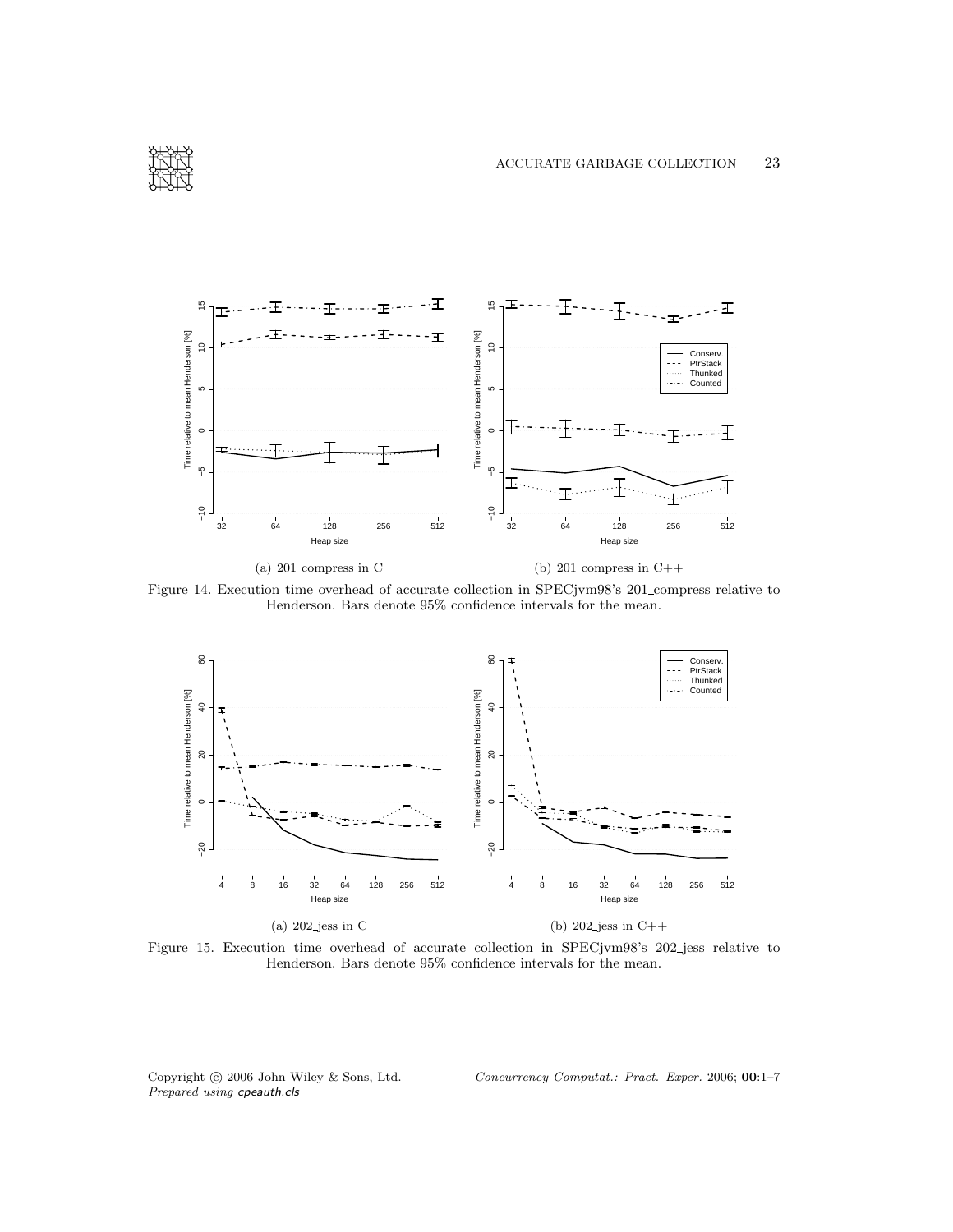(a) 201_compress in C

(b) 201_compress in C++

Figure 14. Execution time overhead of accurate collection in SPECjvm98's 201_compress relative to Henderson. Bars denote 95% confidence intervals for the mean.

(a) 202_jess in C

(b) 202_jess in C++

Figure 15. Execution time overhead of accurate collection in SPECjvm98's 202_jess relative to Henderson. Bars denote 95% confidence intervals for the mean.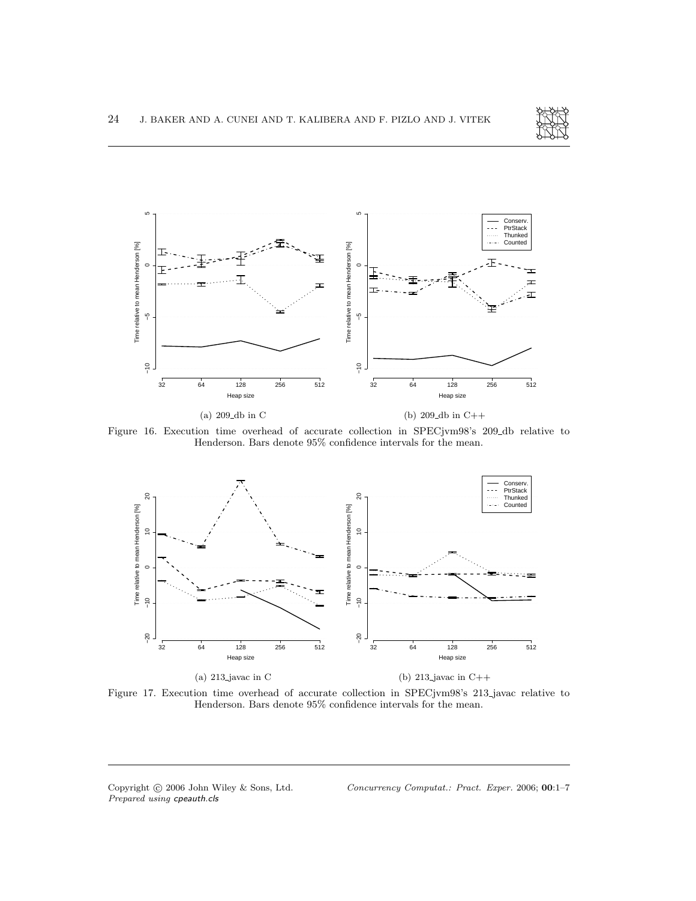(a) 209_db in C

(b) 209_db in C++

Figure 16. Execution time overhead of accurate collection in SPECjvm98's 209_db relative to Henderson. Bars denote 95% confidence intervals for the mean.

(a) 213_javac in C

(b) 213_javac in C++

Figure 17. Execution time overhead of accurate collection in SPECjvm98's 213_javac relative to Henderson. Bars denote 95% confidence intervals for the mean.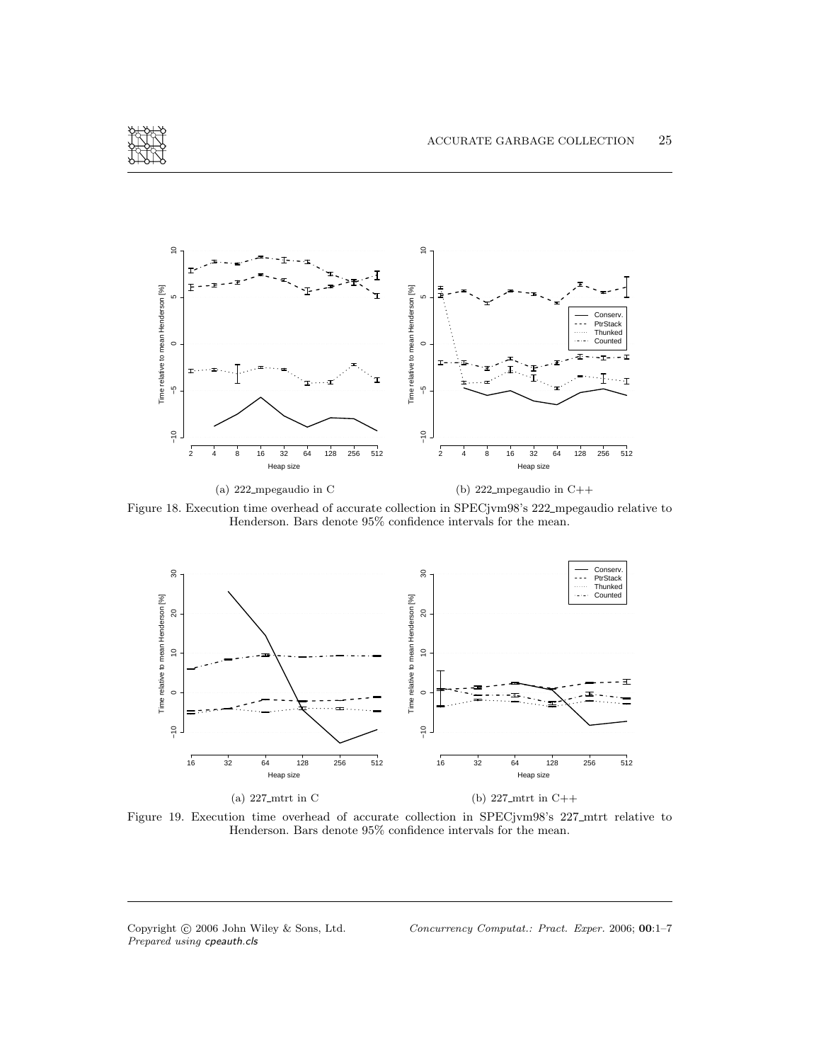(a) 222_mpegaudio in C

(b) 222_mpegaudio in C++

Figure 18. Execution time overhead of accurate collection in SPECjvm98's 222_mpegaudio relative to Henderson. Bars denote 95% confidence intervals for the mean.

(a) 227_mtrt in C

(b) 227_mtrt in C++

Figure 19. Execution time overhead of accurate collection in SPECjvm98's 227_mtrt relative to Henderson. Bars denote 95% confidence intervals for the mean.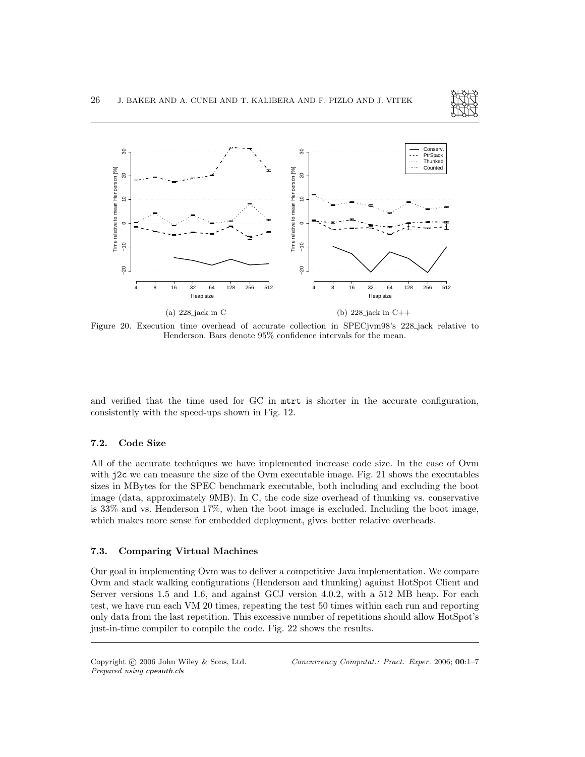(a) 228_jack in C

(b) 228_jack in C++

Figure 20. Execution time overhead of accurate collection in SPECjvm98's 228_jack relative to Henderson. Bars denote 95% confidence intervals for the mean.

and verified that the time used for GC in mtrt is shorter in the accurate configuration, consistently with the speed-ups shown in Fig. 12.

### 7.2. Code Size

All of the accurate techniques we have implemented increase code size. In the case of Ovm with j2c we can measure the size of the Ovm executable image. Fig. 21 shows the executables sizes in MBytes for the SPEC benchmark executable, both including and excluding the boot image (data, approximately 9MB). In C, the code size overhead of thunking vs. conservative is 33% and vs. Henderson 17%, when the boot image is excluded. Including the boot image, which makes more sense for embedded deployment, gives better relative overheads.

### 7.3. Comparing Virtual Machines

Our goal in implementing Ovm was to deliver a competitive Java implementation. We compare Ovm and stack walking configurations (Henderson and thunking) against HotSpot Client and Server versions 1.5 and 1.6, and against GCJ version 4.0.2, with a 512 MB heap. For each test, we have run each VM 20 times, repeating the test 50 times within each run and reporting only data from the last repetition. This excessive number of repetitions should allow HotSpot's just-in-time compiler to compile the code. Fig. 22 shows the results.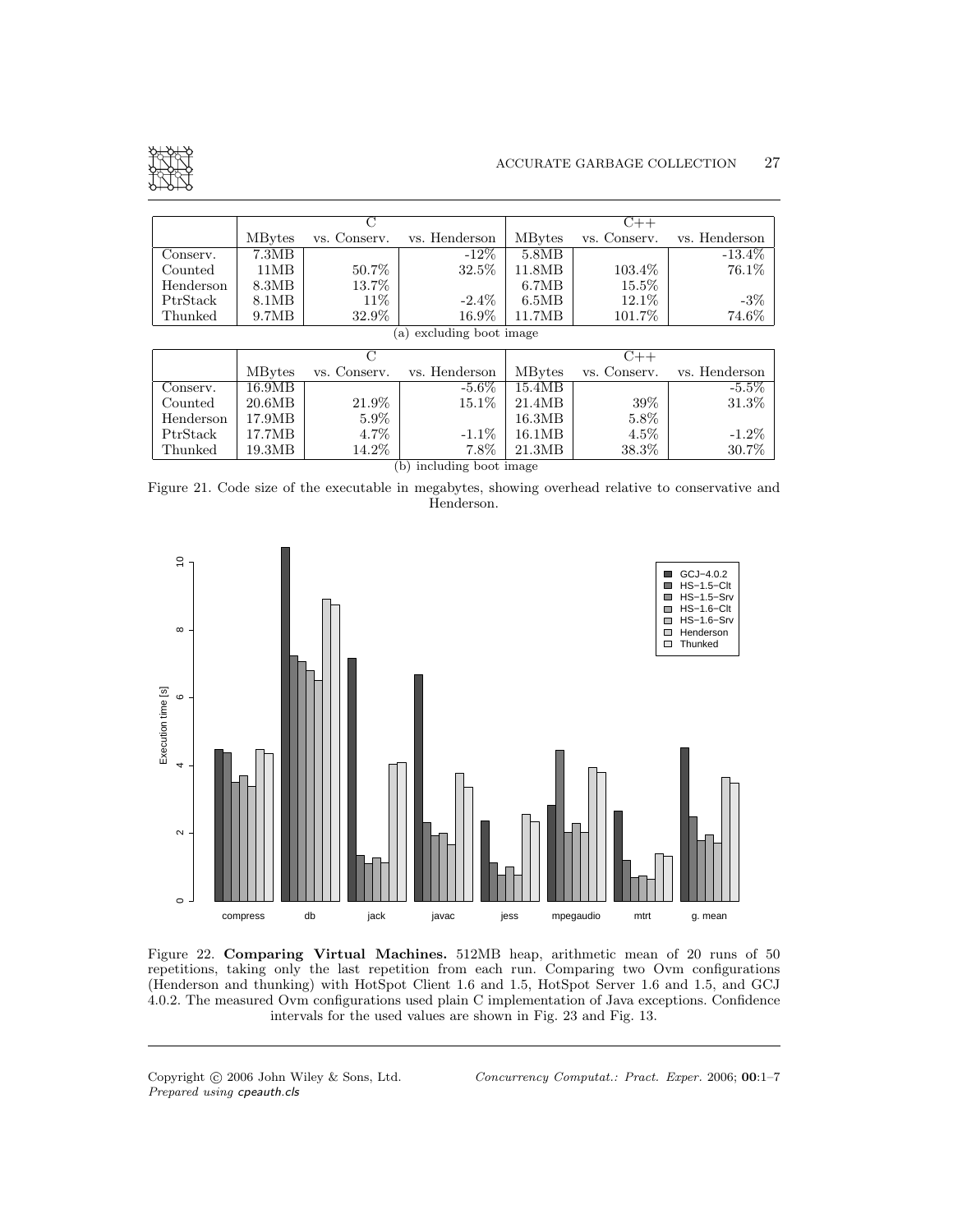| | C | | | C++ | | |
|---|---|---|---|---|---|---|
| | MBytes | vs. Conserv. | vs. Henderson | MBytes | vs. Conserv. | vs. Henderson |
| Conserv. | 7.3MB | | -12% | 5.8MB | | -13.4% |
| Counted | 11MB | 50.7% | 32.5% | 11.8MB | 103.4% | 76.1% |
| Henderson | 8.3MB | 13.7% | | 6.7MB | 15.5% | |
| PtrStack | 8.1MB | 11% | -2.4% | 6.5MB | 12.1% | -3% |
| Thunked | 9.7MB | 32.9% | 16.9% | 11.7MB | 101.7% | 74.6% |

(a) excluding boot image

| | C | | | C++ | | |
|---|---|---|---|---|---|---|
| | MBytes | vs. Conserv. | vs. Henderson | MBytes | vs. Conserv. | vs. Henderson |
| Conserv. | 16.9MB | | -5.6% | 15.4MB | | -5.5% |
| Counted | 20.6MB | 21.9% | 15.1% | 21.4MB | 39% | 31.3% |
| Henderson | 17.9MB | 5.9% | | 16.3MB | 5.8% | |
| PtrStack | 17.7MB | 4.7% | -1.1% | 16.1MB | 4.5% | -1.2% |
| Thunked | 19.3MB | 14.2% | 7.8% | 21.3MB | 38.3% | 30.7% |

(b) including boot image

Figure 21. Code size of the executable in megabytes, showing overhead relative to conservative and Henderson.

Figure 22. **Comparing Virtual Machines.** 512MB heap, arithmetic mean of 20 runs of 50 repetitions, taking only the last repetition from each run. Comparing two Ovm configurations (Henderson and thunking) with HotSpot Client 1.6 and 1.5, HotSpot Server 1.6 and 1.5, and GCJ 4.0.2. The measured Ovm configurations used plain C implementation of Java exceptions. Confidence intervals for the used values are shown in Fig. 23 and Fig. 13.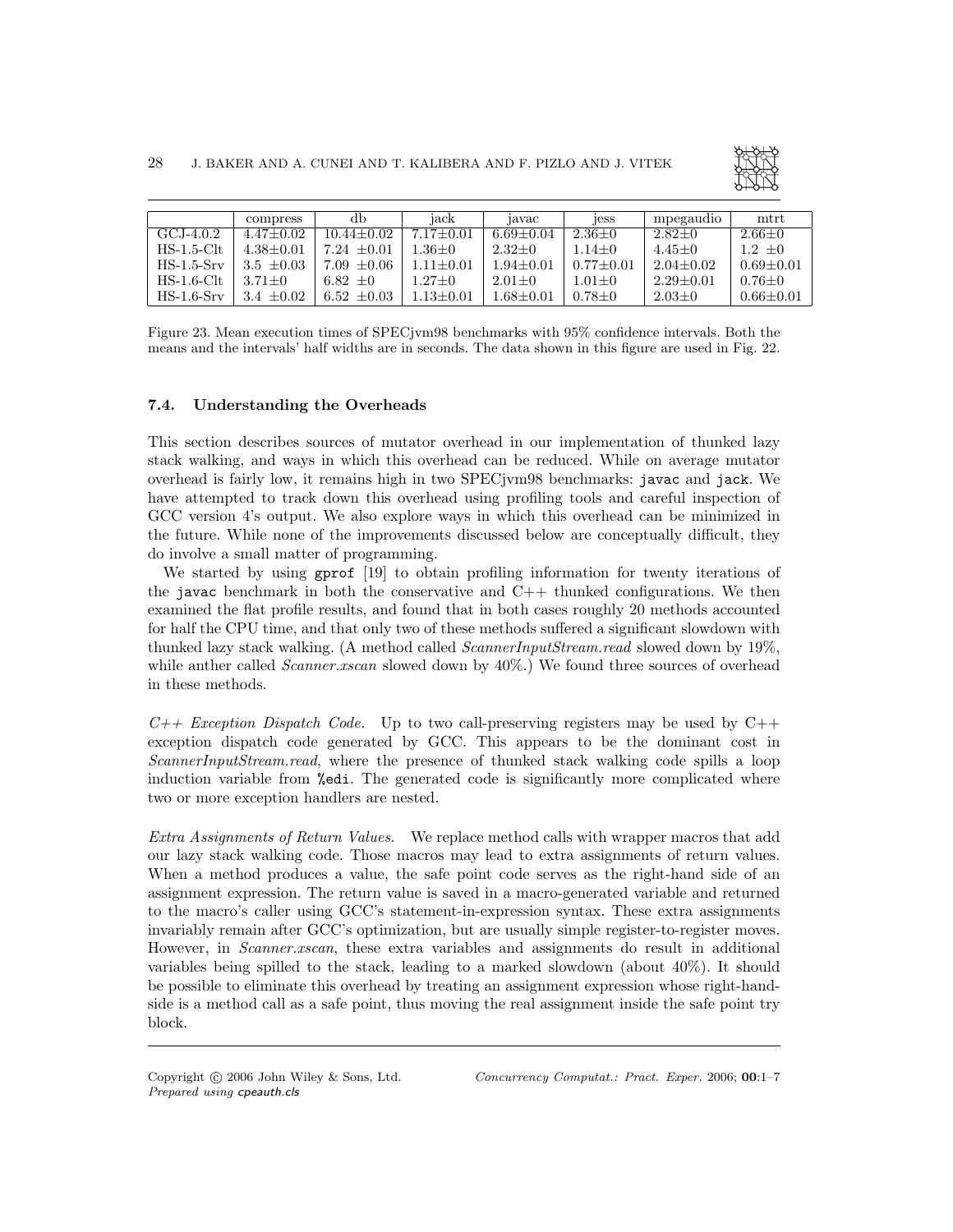| | compress | db | jack | javac | jess | mpegaudio | mtrt |
|---|---|---|---|---|---|---|---|
| GCJ-4.0.2 | 4.47±0.02 | 10.44±0.02 | 7.17±0.01 | 6.69±0.04 | 2.36±0 | 2.82±0 | 2.66±0 |
| HS-1.5-Clt | 4.38±0.01 | 7.24 ±0.01 | 1.36±0 | 2.32±0 | 1.14±0 | 4.45±0 | 1.2 ±0 |
| HS-1.5-Srv | 3.5 ±0.03 | 7.09 ±0.06 | 1.11±0.01 | 1.94±0.01 | 0.77±0.01 | 2.04±0.02 | 0.69±0.01 |
| HS-1.6-Clt | 3.71±0 | 6.82 ±0 | 1.27±0 | 2.01±0 | 1.01±0 | 2.29±0.01 | 0.76±0 |
| HS-1.6-Srv | 3.4 ±0.02 | 6.52 ±0.03 | 1.13±0.01 | 1.68±0.01 | 0.78±0 | 2.03±0 | 0.66±0.01 |

Figure 23. Mean execution times of SPECjvm98 benchmarks with 95% confidence intervals. Both the means and the intervals' half widths are in seconds. The data shown in this figure are used in Fig. 22.

### 7.4. Understanding the Overheads

This section describes sources of mutator overhead in our implementation of thunked lazy stack walking, and ways in which this overhead can be reduced. While on average mutator overhead is fairly low, it remains high in two SPECjvm98 benchmarks: `javac` and `jack`. We have attempted to track down this overhead using profiling tools and careful inspection of GCC version 4's output. We also explore ways in which this overhead can be minimized in the future. While none of the improvements discussed below are conceptually difficult, they do involve a small matter of programming.

We started by using `gprof` [19] to obtain profiling information for twenty iterations of the `javac` benchmark in both the conservative and C++ thunked configurations. We then examined the flat profile results, and found that in both cases roughly 20 methods accounted for half the CPU time, and that only two of these methods suffered a significant slowdown with thunked lazy stack walking. (A method called *ScannerInputStream.read* slowed down by 19%, while anther called *Scanner.xscan* slowed down by 40%.) We found three sources of overhead in these methods.

*C++ Exception Dispatch Code.* Up to two call-preserving registers may be used by C++ exception dispatch code generated by GCC. This appears to be the dominant cost in *ScannerInputStream.read*, where the presence of thunked stack walking code spills a loop induction variable from `%edi`. The generated code is significantly more complicated where two or more exception handlers are nested.

*Extra Assignments of Return Values.* We replace method calls with wrapper macros that add our lazy stack walking code. Those macros may lead to extra assignments of return values. When a method produces a value, the safe point code serves as the right-hand side of an assignment expression. The return value is saved in a macro-generated variable and returned to the macro's caller using GCC's statement-in-expression syntax. These extra assignments invariably remain after GCC's optimization, but are usually simple register-to-register moves. However, in *Scanner.xscan*, these extra variables and assignments do result in additional variables being spilled to the stack, leading to a marked slowdown (about 40%). It should be possible to eliminate this overhead by treating an assignment expression whose right-hand-side is a method call as a safe point, thus moving the real assignment inside the safe point try block.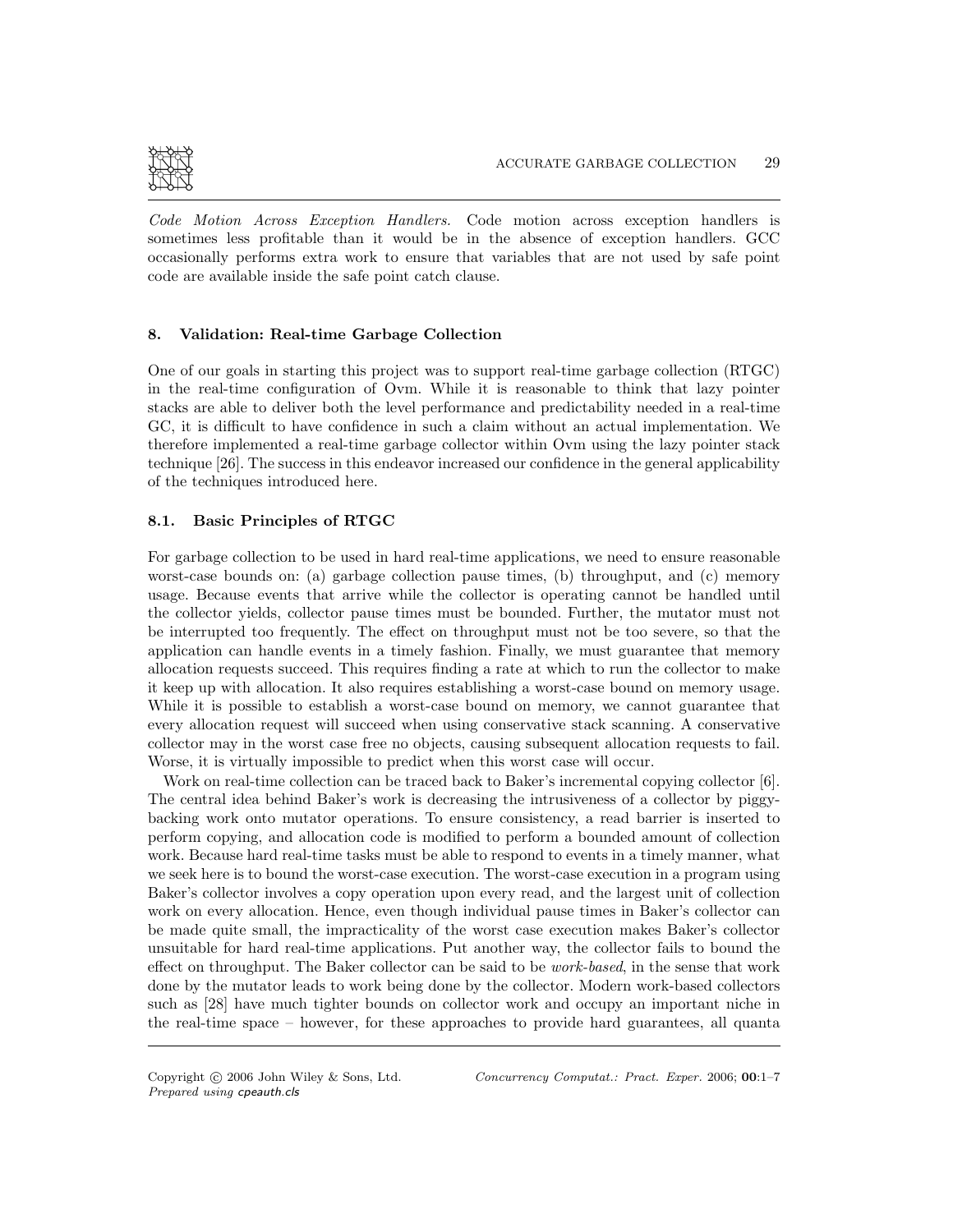*Code Motion Across Exception Handlers.* Code motion across exception handlers is sometimes less profitable than it would be in the absence of exception handlers. GCC occasionally performs extra work to ensure that variables that are not used by safe point code are available inside the safe point catch clause.

## 8. Validation: Real-time Garbage Collection

One of our goals in starting this project was to support real-time garbage collection (RTGC) in the real-time configuration of Ovm. While it is reasonable to think that lazy pointer stacks are able to deliver both the level performance and predictability needed in a real-time GC, it is difficult to have confidence in such a claim without an actual implementation. We therefore implemented a real-time garbage collector within Ovm using the lazy pointer stack technique [26]. The success in this endeavor increased our confidence in the general applicability of the techniques introduced here.

### 8.1. Basic Principles of RTGC

For garbage collection to be used in hard real-time applications, we need to ensure reasonable worst-case bounds on: (a) garbage collection pause times, (b) throughput, and (c) memory usage. Because events that arrive while the collector is operating cannot be handled until the collector yields, collector pause times must be bounded. Further, the mutator must not be interrupted too frequently. The effect on throughput must not be too severe, so that the application can handle events in a timely fashion. Finally, we must guarantee that memory allocation requests succeed. This requires finding a rate at which to run the collector to make it keep up with allocation. It also requires establishing a worst-case bound on memory usage. While it is possible to establish a worst-case bound on memory, we cannot guarantee that every allocation request will succeed when using conservative stack scanning. A conservative collector may in the worst case free no objects, causing subsequent allocation requests to fail. Worse, it is virtually impossible to predict when this worst case will occur.

Work on real-time collection can be traced back to Baker's incremental copying collector [6]. The central idea behind Baker's work is decreasing the intrusiveness of a collector by piggy-backing work onto mutator operations. To ensure consistency, a read barrier is inserted to perform copying, and allocation code is modified to perform a bounded amount of collection work. Because hard real-time tasks must be able to respond to events in a timely manner, what we seek here is to bound the worst-case execution. The worst-case execution in a program using Baker's collector involves a copy operation upon every read, and the largest unit of collection work on every allocation. Hence, even though individual pause times in Baker's collector can be made quite small, the impracticality of the worst case execution makes Baker's collector unsuitable for hard real-time applications. Put another way, the collector fails to bound the effect on throughput. The Baker collector can be said to be *work-based*, in the sense that work done by the mutator leads to work being done by the collector. Modern work-based collectors such as [28] have much tighter bounds on collector work and occupy an important niche in the real-time space – however, for these approaches to provide hard guarantees, all quanta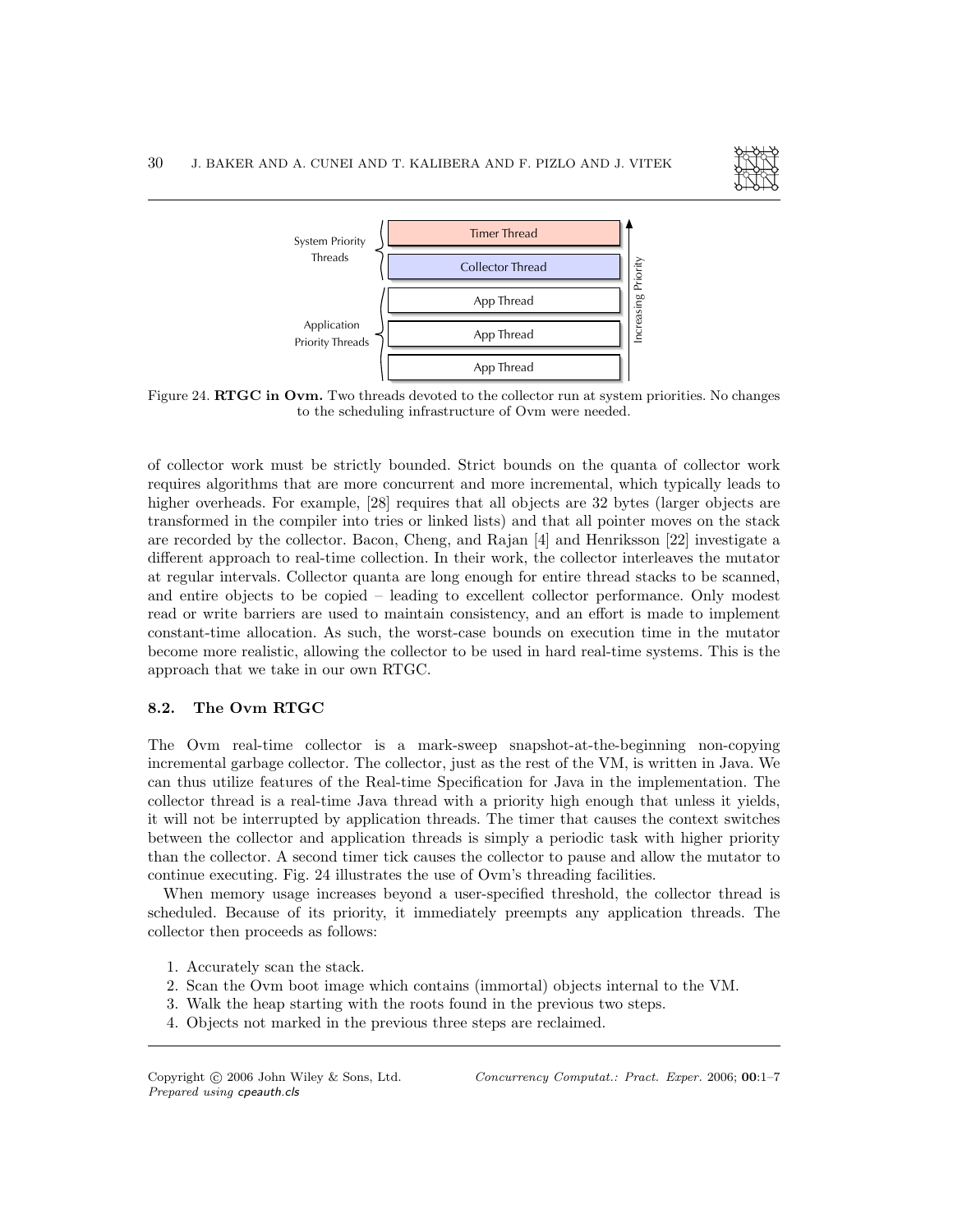Figure 24. **RTGC in Ovm.** Two threads devoted to the collector run at system priorities. No changes to the scheduling infrastructure of Ovm were needed.

of collector work must be strictly bounded. Strict bounds on the quanta of collector work requires algorithms that are more concurrent and more incremental, which typically leads to higher overheads. For example, [28] requires that all objects are 32 bytes (larger objects are transformed in the compiler into tries or linked lists) and that all pointer moves on the stack are recorded by the collector. Bacon, Cheng, and Rajan [4] and Henriksson [22] investigate a different approach to real-time collection. In their work, the collector interleaves the mutator at regular intervals. Collector quanta are long enough for entire thread stacks to be scanned, and entire objects to be copied – leading to excellent collector performance. Only modest read or write barriers are used to maintain consistency, and an effort is made to implement constant-time allocation. As such, the worst-case bounds on execution time in the mutator become more realistic, allowing the collector to be used in hard real-time systems. This is the approach that we take in our own RTGC.

### 8.2. The Ovm RTGC

The Ovm real-time collector is a mark-sweep snapshot-at-the-beginning non-copying incremental garbage collector. The collector, just as the rest of the VM, is written in Java. We can thus utilize features of the Real-time Specification for Java in the implementation. The collector thread is a real-time Java thread with a priority high enough that unless it yields, it will not be interrupted by application threads. The timer that causes the context switches between the collector and application threads is simply a periodic task with higher priority than the collector. A second timer tick causes the collector to pause and allow the mutator to continue executing. Fig. 24 illustrates the use of Ovm's threading facilities.

When memory usage increases beyond a user-specified threshold, the collector thread is scheduled. Because of its priority, it immediately preempts any application threads. The collector then proceeds as follows:

1. Accurately scan the stack.
2. Scan the Ovm boot image which contains (immortal) objects internal to the VM.
3. Walk the heap starting with the roots found in the previous two steps.
4. Objects not marked in the previous three steps are reclaimed.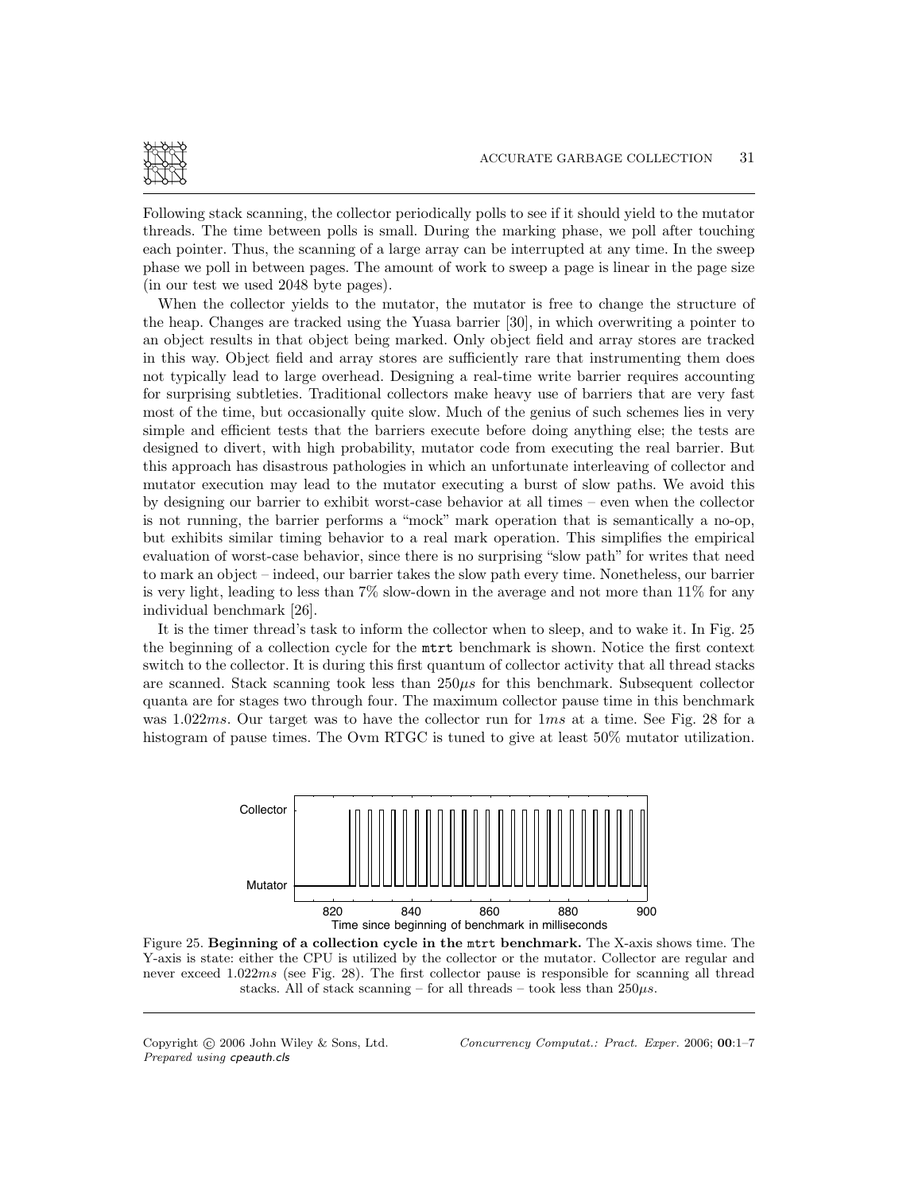Following stack scanning, the collector periodically polls to see if it should yield to the mutator threads. The time between polls is small. During the marking phase, we poll after touching each pointer. Thus, the scanning of a large array can be interrupted at any time. In the sweep phase we poll in between pages. The amount of work to sweep a page is linear in the page size (in our test we used 2048 byte pages).

When the collector yields to the mutator, the mutator is free to change the structure of the heap. Changes are tracked using the Yuasa barrier [30], in which overwriting a pointer to an object results in that object being marked. Only object field and array stores are tracked in this way. Object field and array stores are sufficiently rare that instrumenting them does not typically lead to large overhead. Designing a real-time write barrier requires accounting for surprising subtleties. Traditional collectors make heavy use of barriers that are very fast most of the time, but occasionally quite slow. Much of the genius of such schemes lies in very simple and efficient tests that the barriers execute before doing anything else; the tests are designed to divert, with high probability, mutator code from executing the real barrier. But this approach has disastrous pathologies in which an unfortunate interleaving of collector and mutator execution may lead to the mutator executing a burst of slow paths. We avoid this by designing our barrier to exhibit worst-case behavior at all times – even when the collector is not running, the barrier performs a "mock" mark operation that is semantically a no-op, but exhibits similar timing behavior to a real mark operation. This simplifies the empirical evaluation of worst-case behavior, since there is no surprising "slow path" for writes that need to mark an object – indeed, our barrier takes the slow path every time. Nonetheless, our barrier is very light, leading to less than 7% slow-down in the average and not more than 11% for any individual benchmark [26].

It is the timer thread's task to inform the collector when to sleep, and to wake it. In Fig. 25 the beginning of a collection cycle for the `mtrt` benchmark is shown. Notice the first context switch to the collector. It is during this first quantum of collector activity that all thread stacks are scanned. Stack scanning took less than $250\mu s$ for this benchmark. Subsequent collector quanta are for stages two through four. The maximum collector pause time in this benchmark was $1.022ms$. Our target was to have the collector run for $1ms$ at a time. See Fig. 28 for a histogram of pause times. The Ovm RTGC is tuned to give at least 50% mutator utilization.

Collector
Mutator
820
840
860
880
900
Time since beginning of benchmark in milliseconds

Figure 25. **Beginning of a collection cycle in the `mtrt` benchmark.** The X-axis shows time. The Y-axis is state: either the CPU is utilized by the collector or the mutator. Collector are regular and never exceed $1.022ms$ (see Fig. 28). The first collector pause is responsible for scanning all thread stacks. All of stack scanning – for all threads – took less than $250\mu s$.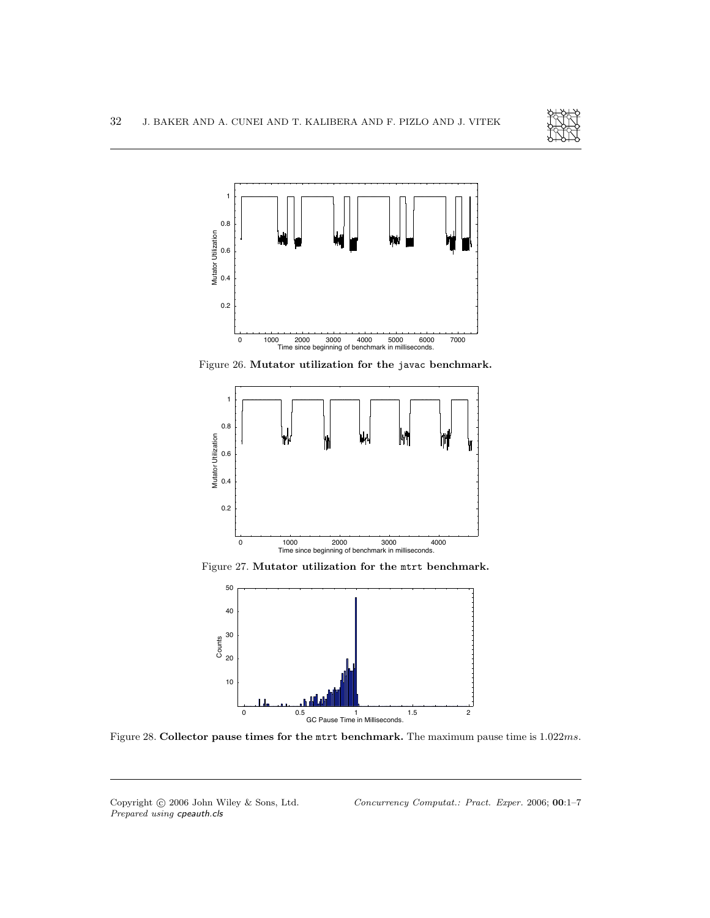Figure 26. **Mutator utilization for the javac benchmark.**

Figure 27. **Mutator utilization for the mtrt benchmark.**

Figure 28. **Collector pause times for the mtrt benchmark.** The maximum pause time is $1.022ms$.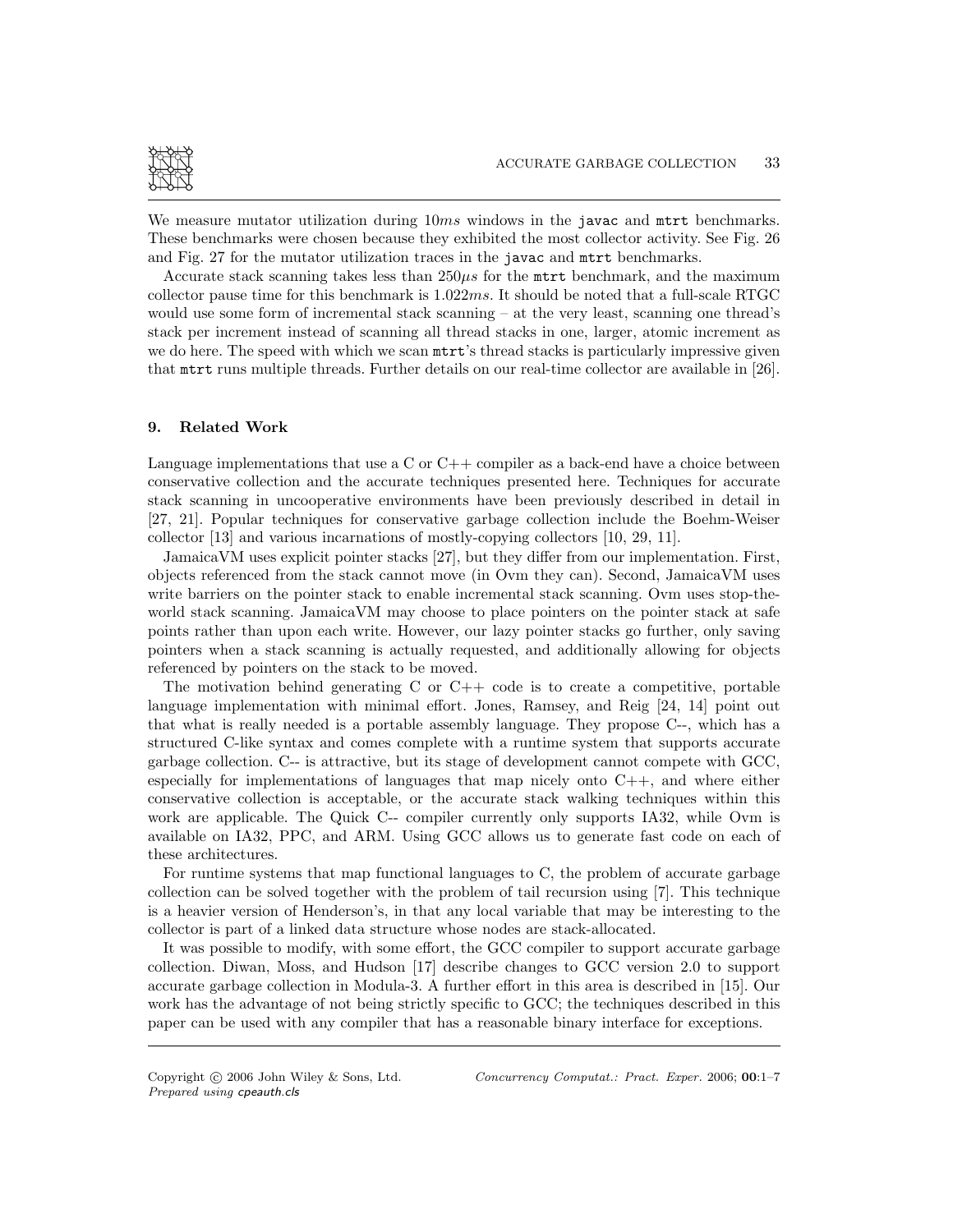We measure mutator utilization during $10ms$ windows in the `javac` and `mtrt` benchmarks. These benchmarks were chosen because they exhibited the most collector activity. See Fig. 26 and Fig. 27 for the mutator utilization traces in the `javac` and `mtrt` benchmarks.

Accurate stack scanning takes less than $250\mu s$ for the `mtrt` benchmark, and the maximum collector pause time for this benchmark is $1.022ms$. It should be noted that a full-scale RTGC would use some form of incremental stack scanning – at the very least, scanning one thread's stack per increment instead of scanning all thread stacks in one, larger, atomic increment as we do here. The speed with which we scan `mtrt`'s thread stacks is particularly impressive given that `mtrt` runs multiple threads. Further details on our real-time collector are available in [26].

## 9. Related Work

Language implementations that use a C or C++ compiler as a back-end have a choice between conservative collection and the accurate techniques presented here. Techniques for accurate stack scanning in uncooperative environments have been previously described in detail in [27, 21]. Popular techniques for conservative garbage collection include the Boehm-Weiser collector [13] and various incarnations of mostly-copying collectors [10, 29, 11].

JamaicaVM uses explicit pointer stacks [27], but they differ from our implementation. First, objects referenced from the stack cannot move (in Ovm they can). Second, JamaicaVM uses write barriers on the pointer stack to enable incremental stack scanning. Ovm uses stop-the-world stack scanning. JamaicaVM may choose to place pointers on the pointer stack at safe points rather than upon each write. However, our lazy pointer stacks go further, only saving pointers when a stack scanning is actually requested, and additionally allowing for objects referenced by pointers on the stack to be moved.

The motivation behind generating C or C++ code is to create a competitive, portable language implementation with minimal effort. Jones, Ramsey, and Reig [24, 14] point out that what is really needed is a portable assembly language. They propose C--, which has a structured C-like syntax and comes complete with a runtime system that supports accurate garbage collection. C-- is attractive, but its stage of development cannot compete with GCC, especially for implementations of languages that map nicely onto C++, and where either conservative collection is acceptable, or the accurate stack walking techniques within this work are applicable. The Quick C-- compiler currently only supports IA32, while Ovm is available on IA32, PPC, and ARM. Using GCC allows us to generate fast code on each of these architectures.

For runtime systems that map functional languages to C, the problem of accurate garbage collection can be solved together with the problem of tail recursion using [7]. This technique is a heavier version of Henderson's, in that any local variable that may be interesting to the collector is part of a linked data structure whose nodes are stack-allocated.

It was possible to modify, with some effort, the GCC compiler to support accurate garbage collection. Diwan, Moss, and Hudson [17] describe changes to GCC version 2.0 to support accurate garbage collection in Modula-3. A further effort in this area is described in [15]. Our work has the advantage of not being strictly specific to GCC; the techniques described in this paper can be used with any compiler that has a reasonable binary interface for exceptions.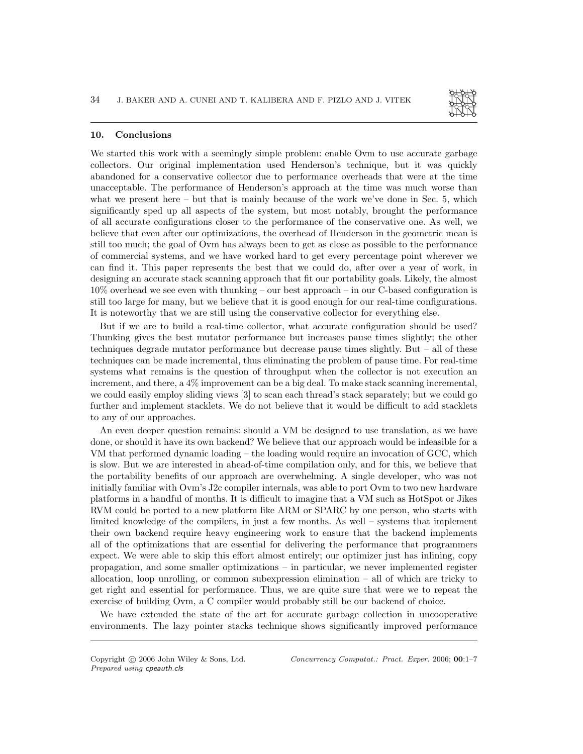## 10. Conclusions

We started this work with a seemingly simple problem: enable Ovm to use accurate garbage collectors. Our original implementation used Henderson's technique, but it was quickly abandoned for a conservative collector due to performance overheads that were at the time unacceptable. The performance of Henderson's approach at the time was much worse than what we present here – but that is mainly because of the work we've done in Sec. 5, which significantly sped up all aspects of the system, but most notably, brought the performance of all accurate configurations closer to the performance of the conservative one. As well, we believe that even after our optimizations, the overhead of Henderson in the geometric mean is still too much; the goal of Ovm has always been to get as close as possible to the performance of commercial systems, and we have worked hard to get every percentage point wherever we can find it. This paper represents the best that we could do, after over a year of work, in designing an accurate stack scanning approach that fit our portability goals. Likely, the almost 10% overhead we see even with thunking – our best approach – in our C-based configuration is still too large for many, but we believe that it is good enough for our real-time configurations. It is noteworthy that we are still using the conservative collector for everything else.

But if we are to build a real-time collector, what accurate configuration should be used? Thunking gives the best mutator performance but increases pause times slightly; the other techniques degrade mutator performance but decrease pause times slightly. But – all of these techniques can be made incremental, thus eliminating the problem of pause time. For real-time systems what remains is the question of throughput when the collector is not execution an increment, and there, a 4% improvement can be a big deal. To make stack scanning incremental, we could easily employ sliding views [3] to scan each thread's stack separately; but we could go further and implement stacklets. We do not believe that it would be difficult to add stacklets to any of our approaches.

An even deeper question remains: should a VM be designed to use translation, as we have done, or should it have its own backend? We believe that our approach would be infeasible for a VM that performed dynamic loading – the loading would require an invocation of GCC, which is slow. But we are interested in ahead-of-time compilation only, and for this, we believe that the portability benefits of our approach are overwhelming. A single developer, who was not initially familiar with Ovm's J2c compiler internals, was able to port Ovm to two new hardware platforms in a handful of months. It is difficult to imagine that a VM such as HotSpot or Jikes RVM could be ported to a new platform like ARM or SPARC by one person, who starts with limited knowledge of the compilers, in just a few months. As well – systems that implement their own backend require heavy engineering work to ensure that the backend implements all of the optimizations that are essential for delivering the performance that programmers expect. We were able to skip this effort almost entirely; our optimizer just has inlining, copy propagation, and some smaller optimizations – in particular, we never implemented register allocation, loop unrolling, or common subexpression elimination – all of which are tricky to get right and essential for performance. Thus, we are quite sure that were we to repeat the exercise of building Ovm, a C compiler would probably still be our backend of choice.

We have extended the state of the art for accurate garbage collection in uncooperative environments. The lazy pointer stacks technique shows significantly improved performance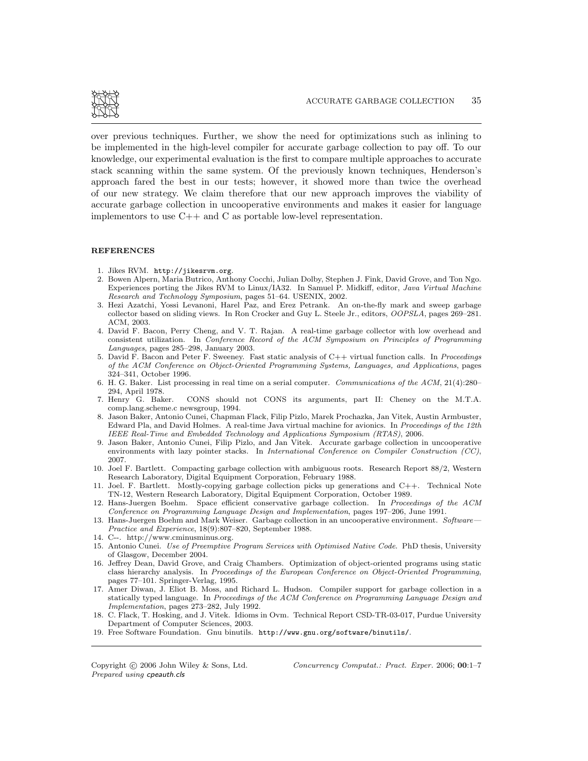over previous techniques. Further, we show the need for optimizations such as inlining to be implemented in the high-level compiler for accurate garbage collection to pay off. To our knowledge, our experimental evaluation is the first to compare multiple approaches to accurate stack scanning within the same system. Of the previously known techniques, Henderson's approach fared the best in our tests; however, it showed more than twice the overhead of our new strategy. We claim therefore that our new approach improves the viability of accurate garbage collection in uncooperative environments and makes it easier for language implementors to use C++ and C as portable low-level representation.

## REFERENCES

1. Jikes RVM. `http://jikesrvm.org`.
2. Bowen Alpern, Maria Butrico, Anthony Cocchi, Julian Dolby, Stephen J. Fink, David Grove, and Ton Ngo. Experiences porting the Jikes RVM to Linux/IA32. In Samuel P. Midkiff, editor, *Java Virtual Machine Research and Technology Symposium*, pages 51–64. USENIX, 2002.
3. Hezi Azatchi, Yossi Levanoni, Harel Paz, and Erez Petrank. An on-the-fly mark and sweep garbage collector based on sliding views. In Ron Crocker and Guy L. Steele Jr., editors, *OOPSLA*, pages 269–281. ACM, 2003.
4. David F. Bacon, Perry Cheng, and V. T. Rajan. A real-time garbage collector with low overhead and consistent utilization. In *Conference Record of the ACM Symposium on Principles of Programming Languages*, pages 285–298, January 2003.
5. David F. Bacon and Peter F. Sweeney. Fast static analysis of C++ virtual function calls. In *Proceedings of the ACM Conference on Object-Oriented Programming Systems, Languages, and Applications*, pages 324–341, October 1996.
6. H. G. Baker. List processing in real time on a serial computer. *Communications of the ACM*, 21(4):280–294, April 1978.
7. Henry G. Baker. CONS should not CONS its arguments, part II: Cheney on the M.T.A. comp.lang.scheme.c newsgroup, 1994.
8. Jason Baker, Antonio Cunei, Chapman Flack, Filip Pizlo, Marek Prochazka, Jan Vitek, Austin Armbuster, Edward Pla, and David Holmes. A real-time Java virtual machine for avionics. In *Proceedings of the 12th IEEE Real-Time and Embedded Technology and Applications Symposium (RTAS)*, 2006.
9. Jason Baker, Antonio Cunei, Filip Pizlo, and Jan Vitek. Accurate garbage collection in uncooperative environments with lazy pointer stacks. In *International Conference on Compiler Construction (CC)*, 2007.
10. Joel F. Bartlett. Compacting garbage collection with ambiguous roots. Research Report 88/2, Western Research Laboratory, Digital Equipment Corporation, February 1988.
11. Joel. F. Bartlett. Mostly-copying garbage collection picks up generations and C++. Technical Note TN-12, Western Research Laboratory, Digital Equipment Corporation, October 1989.
12. Hans-Juergen Boehm. Space efficient conservative garbage collection. In *Proceedings of the ACM Conference on Programming Language Design and Implementation*, pages 197–206, June 1991.
13. Hans-Juergen Boehm and Mark Weiser. Garbage collection in an uncooperative environment. *Software—Practice and Experience*, 18(9):807–820, September 1988.
14. C--. http://www.cminusminus.org.
15. Antonio Cunei. *Use of Preemptive Program Services with Optimised Native Code*. PhD thesis, University of Glasgow, December 2004.
16. Jeffrey Dean, David Grove, and Craig Chambers. Optimization of object-oriented programs using static class hierarchy analysis. In *Proceedings of the European Conference on Object-Oriented Programming*, pages 77–101. Springer-Verlag, 1995.
17. Amer Diwan, J. Eliot B. Moss, and Richard L. Hudson. Compiler support for garbage collection in a statically typed language. In *Proceedings of the ACM Conference on Programming Language Design and Implementation*, pages 273–282, July 1992.
18. C. Flack, T. Hosking, and J. Vitek. Idioms in Ovm. Technical Report CSD-TR-03-017, Purdue University Department of Computer Sciences, 2003.
19. Free Software Foundation. Gnu binutils. `http://www.gnu.org/software/binutils/`.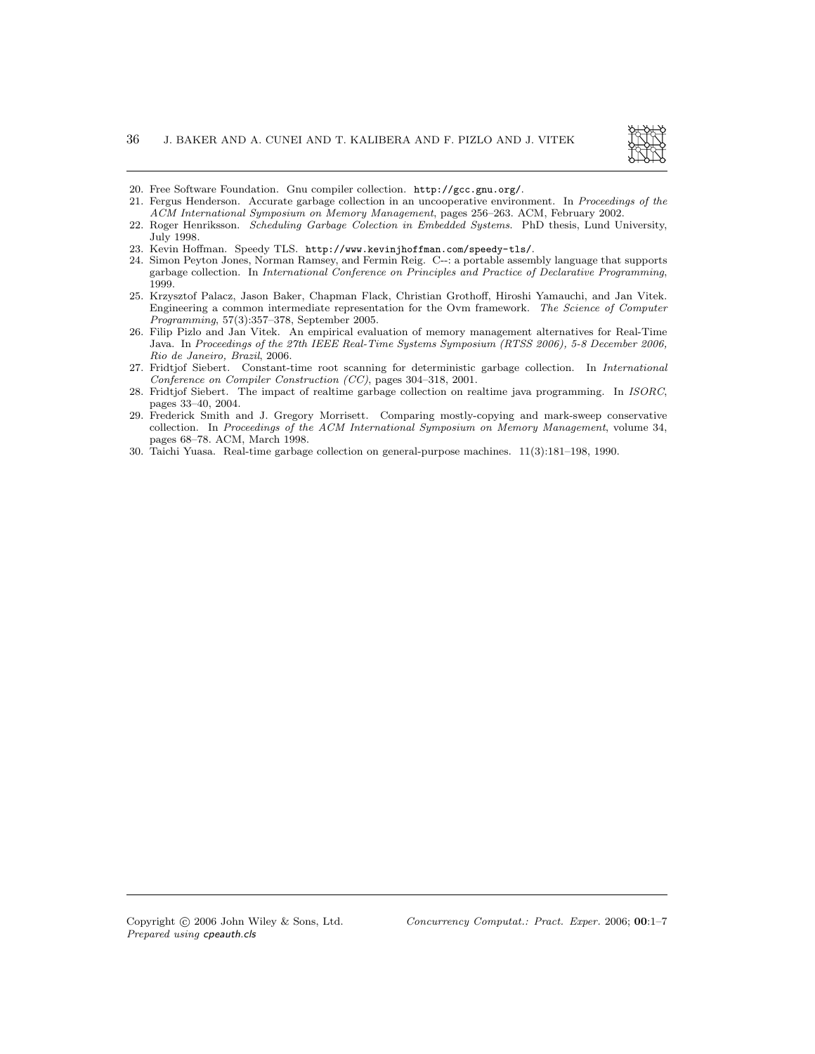20. Free Software Foundation. Gnu compiler collection. http://gcc.gnu.org/.
21. Fergus Henderson. Accurate garbage collection in an uncooperative environment. In *Proceedings of the ACM International Symposium on Memory Management*, pages 256–263. ACM, February 2002.
22. Roger Henriksson. *Scheduling Garbage Colection in Embedded Systems*. PhD thesis, Lund University, July 1998.
23. Kevin Hoffman. Speedy TLS. http://www.kevinjhoffman.com/speedy-tls/.
24. Simon Peyton Jones, Norman Ramsey, and Fermin Reig. C--: a portable assembly language that supports garbage collection. In *International Conference on Principles and Practice of Declarative Programming*, 1999.
25. Krzysztof Palacz, Jason Baker, Chapman Flack, Christian Grothoff, Hiroshi Yamauchi, and Jan Vitek. Engineering a common intermediate representation for the Ovm framework. *The Science of Computer Programming*, 57(3):357–378, September 2005.
26. Filip Pizlo and Jan Vitek. An empirical evaluation of memory management alternatives for Real-Time Java. In *Proceedings of the 27th IEEE Real-Time Systems Symposium (RTSS 2006), 5-8 December 2006, Rio de Janeiro, Brazil*, 2006.
27. Fridtjof Siebert. Constant-time root scanning for deterministic garbage collection. In *International Conference on Compiler Construction (CC)*, pages 304–318, 2001.
28. Fridtjof Siebert. The impact of realtime garbage collection on realtime java programming. In *ISORC*, pages 33–40, 2004.
29. Frederick Smith and J. Gregory Morrisett. Comparing mostly-copying and mark-sweep conservative collection. In *Proceedings of the ACM International Symposium on Memory Management*, volume 34, pages 68–78. ACM, March 1998.
30. Taichi Yuasa. Real-time garbage collection on general-purpose machines. 11(3):181–198, 1990.